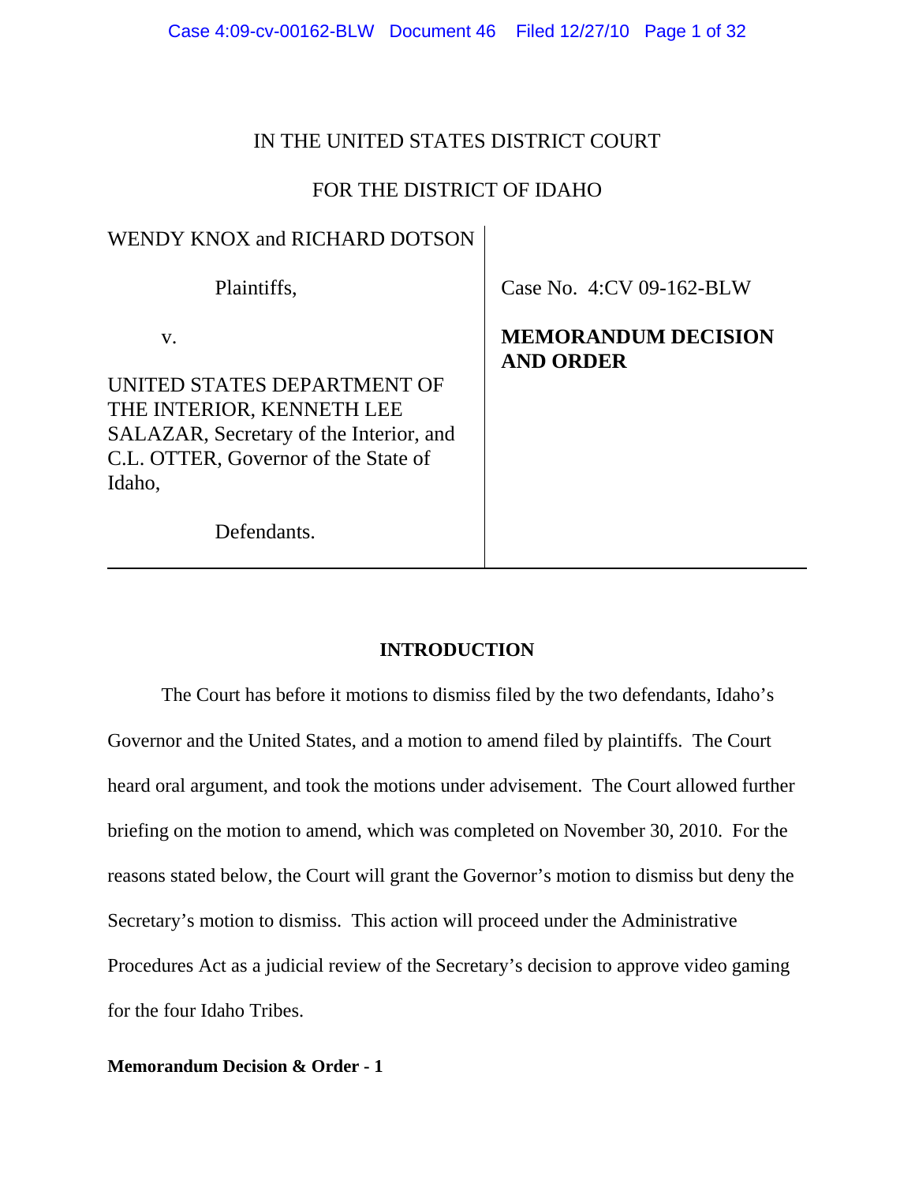IN THE UNITED STATES DISTRICT COURT

FOR THE DISTRICT OF IDAHO

| | |
|---|---|
| WENDY KNOX and RICHARD DOTSON<br><br>Plaintiffs,<br><br>v.<br><br>UNITED STATES DEPARTMENT OF THE INTERIOR, KENNETH LEE SALAZAR, Secretary of the Interior, and C.L. OTTER, Governor of the State of Idaho,<br><br>Defendants. | Case No. 4:CV 09-162-BLW<br><br>**MEMORANDUM DECISION AND ORDER** |

## INTRODUCTION

The Court has before it motions to dismiss filed by the two defendants, Idaho's Governor and the United States, and a motion to amend filed by plaintiffs. The Court heard oral argument, and took the motions under advisement. The Court allowed further briefing on the motion to amend, which was completed on November 30, 2010. For the reasons stated below, the Court will grant the Governor's motion to dismiss but deny the Secretary's motion to dismiss. This action will proceed under the Administrative Procedures Act as a judicial review of the Secretary's decision to approve video gaming for the four Idaho Tribes.

**Memorandum Decision & Order - 1**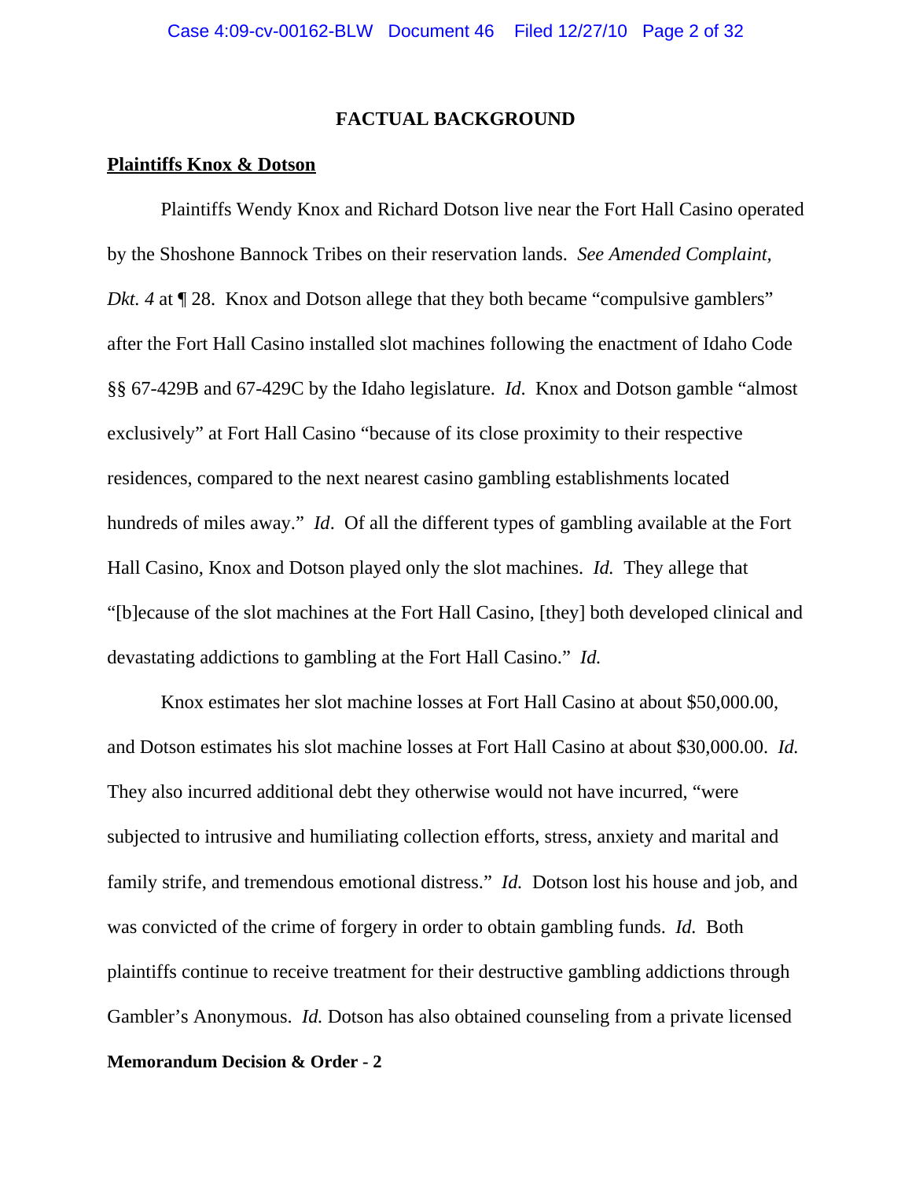## FACTUAL BACKGROUND

**Plaintiffs Knox & Dotson**

Plaintiffs Wendy Knox and Richard Dotson live near the Fort Hall Casino operated by the Shoshone Bannock Tribes on their reservation lands. *See Amended Complaint, Dkt. 4* at ¶ 28. Knox and Dotson allege that they both became "compulsive gamblers" after the Fort Hall Casino installed slot machines following the enactment of Idaho Code §§ 67-429B and 67-429C by the Idaho legislature. *Id*. Knox and Dotson gamble "almost exclusively" at Fort Hall Casino "because of its close proximity to their respective residences, compared to the next nearest casino gambling establishments located hundreds of miles away." *Id*. Of all the different types of gambling available at the Fort Hall Casino, Knox and Dotson played only the slot machines. *Id.* They allege that "[b]ecause of the slot machines at the Fort Hall Casino, [they] both developed clinical and devastating addictions to gambling at the Fort Hall Casino." *Id.*

Knox estimates her slot machine losses at Fort Hall Casino at about $50,000.00, and Dotson estimates his slot machine losses at Fort Hall Casino at about $30,000.00. *Id.* They also incurred additional debt they otherwise would not have incurred, "were subjected to intrusive and humiliating collection efforts, stress, anxiety and marital and family strife, and tremendous emotional distress." *Id.* Dotson lost his house and job, and was convicted of the crime of forgery in order to obtain gambling funds. *Id.* Both plaintiffs continue to receive treatment for their destructive gambling addictions through Gambler's Anonymous. *Id.* Dotson has also obtained counseling from a private licensed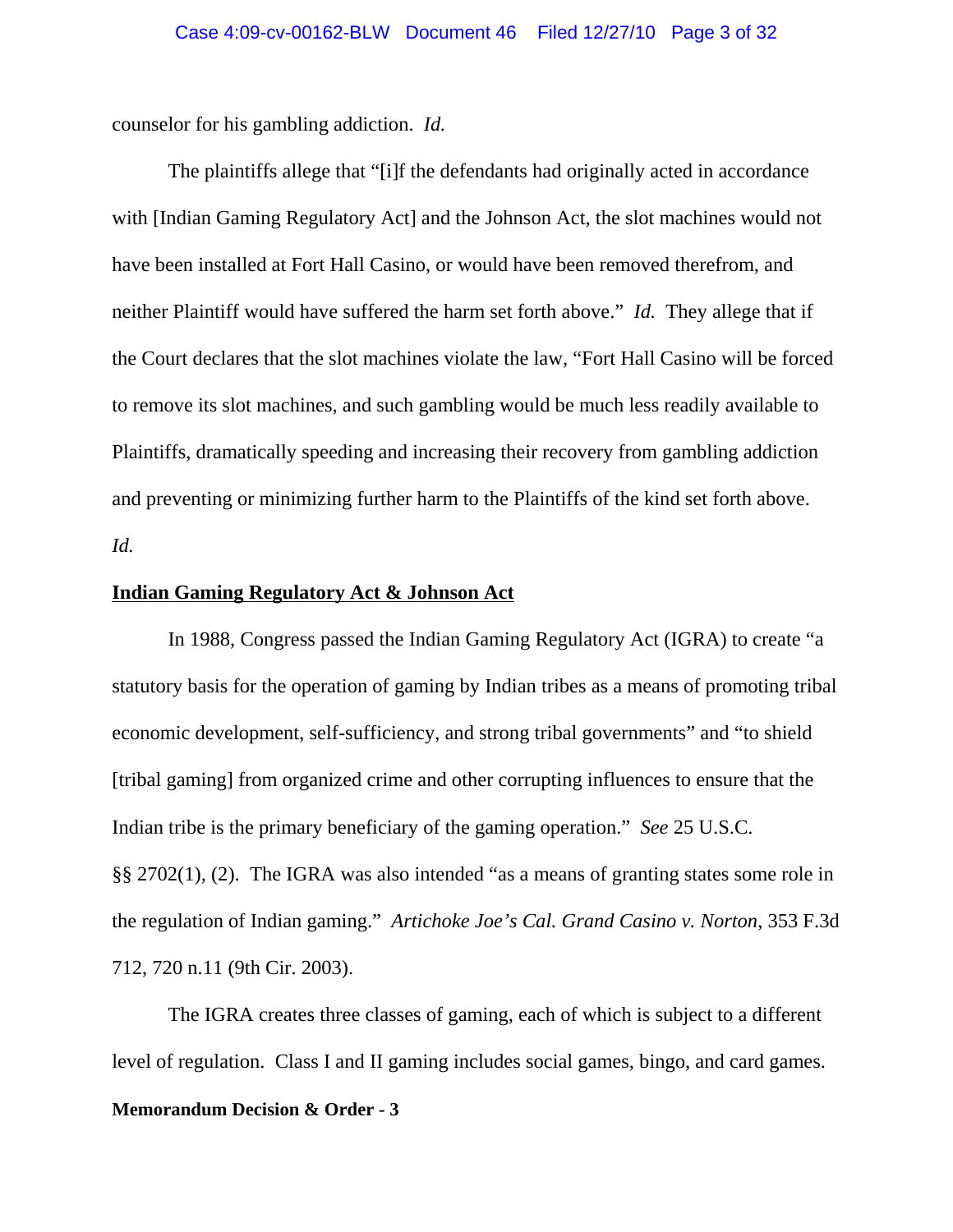counselor for his gambling addiction. *Id.*

The plaintiffs allege that "[i]f the defendants had originally acted in accordance with [Indian Gaming Regulatory Act] and the Johnson Act, the slot machines would not have been installed at Fort Hall Casino, or would have been removed therefrom, and neither Plaintiff would have suffered the harm set forth above." *Id.* They allege that if the Court declares that the slot machines violate the law, "Fort Hall Casino will be forced to remove its slot machines, and such gambling would be much less readily available to Plaintiffs, dramatically speeding and increasing their recovery from gambling addiction and preventing or minimizing further harm to the Plaintiffs of the kind set forth above. *Id.*

**Indian Gaming Regulatory Act & Johnson Act**

In 1988, Congress passed the Indian Gaming Regulatory Act (IGRA) to create "a statutory basis for the operation of gaming by Indian tribes as a means of promoting tribal economic development, self-sufficiency, and strong tribal governments" and "to shield [tribal gaming] from organized crime and other corrupting influences to ensure that the Indian tribe is the primary beneficiary of the gaming operation." *See* 25 U.S.C. §§ 2702(1), (2). The IGRA was also intended "as a means of granting states some role in the regulation of Indian gaming." *Artichoke Joe's Cal. Grand Casino v. Norton*, 353 F.3d 712, 720 n.11 (9th Cir. 2003).

The IGRA creates three classes of gaming, each of which is subject to a different level of regulation. Class I and II gaming includes social games, bingo, and card games.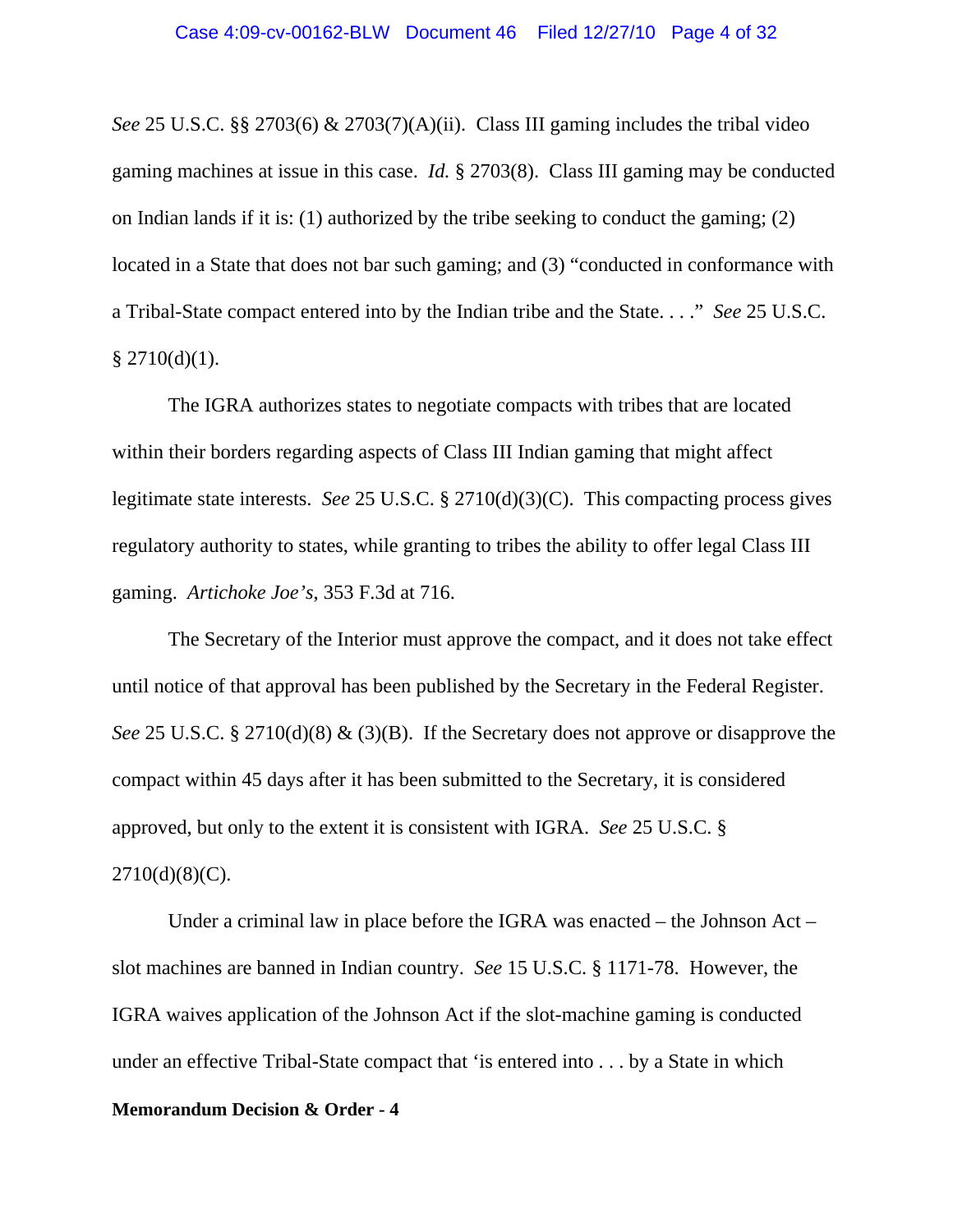*See* 25 U.S.C. §§ 2703(6) & 2703(7)(A)(ii). Class III gaming includes the tribal video gaming machines at issue in this case. *Id.* § 2703(8). Class III gaming may be conducted on Indian lands if it is: (1) authorized by the tribe seeking to conduct the gaming; (2) located in a State that does not bar such gaming; and (3) "conducted in conformance with a Tribal-State compact entered into by the Indian tribe and the State. . . ." *See* 25 U.S.C. § 2710(d)(1).

The IGRA authorizes states to negotiate compacts with tribes that are located within their borders regarding aspects of Class III Indian gaming that might affect legitimate state interests. *See* 25 U.S.C. § 2710(d)(3)(C). This compacting process gives regulatory authority to states, while granting to tribes the ability to offer legal Class III gaming. *Artichoke Joe's*, 353 F.3d at 716.

The Secretary of the Interior must approve the compact, and it does not take effect until notice of that approval has been published by the Secretary in the Federal Register. *See* 25 U.S.C. § 2710(d)(8) & (3)(B). If the Secretary does not approve or disapprove the compact within 45 days after it has been submitted to the Secretary, it is considered approved, but only to the extent it is consistent with IGRA. *See* 25 U.S.C. § 2710(d)(8)(C).

Under a criminal law in place before the IGRA was enacted – the Johnson Act – slot machines are banned in Indian country. *See* 15 U.S.C. § 1171-78. However, the IGRA waives application of the Johnson Act if the slot-machine gaming is conducted under an effective Tribal-State compact that 'is entered into . . . by a State in which

**Memorandum Decision & Order - 4**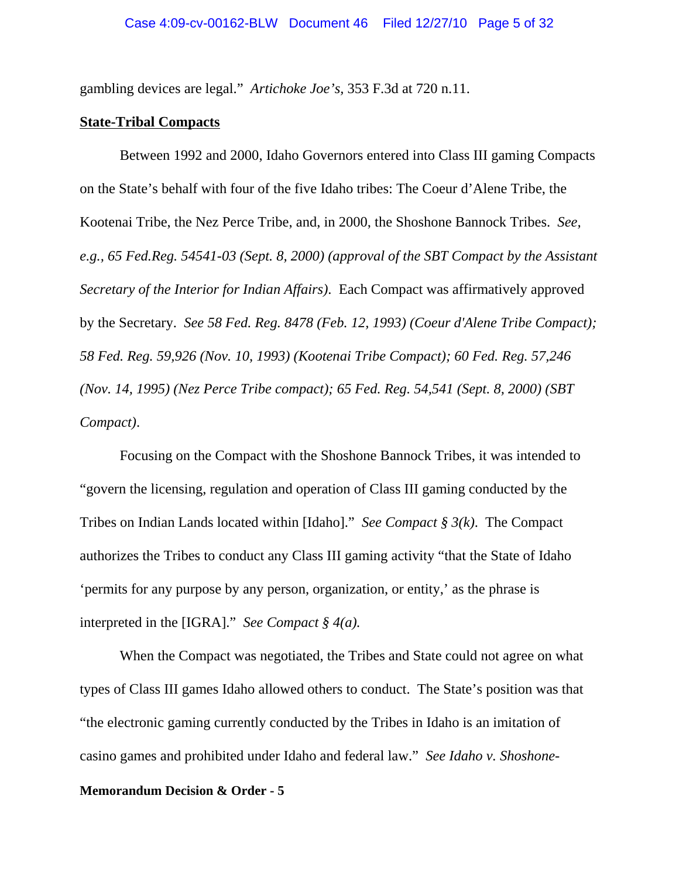gambling devices are legal." *Artichoke Joe's,* 353 F.3d at 720 n.11.

**State-Tribal Compacts**

Between 1992 and 2000, Idaho Governors entered into Class III gaming Compacts on the State's behalf with four of the five Idaho tribes: The Coeur d'Alene Tribe, the Kootenai Tribe, the Nez Perce Tribe, and, in 2000, the Shoshone Bannock Tribes. *See, e.g., 65 Fed.Reg. 54541-03 (Sept. 8, 2000) (approval of the SBT Compact by the Assistant Secretary of the Interior for Indian Affairs).* Each Compact was affirmatively approved by the Secretary. *See 58 Fed. Reg. 8478 (Feb. 12, 1993) (Coeur d'Alene Tribe Compact); 58 Fed. Reg. 59,926 (Nov. 10, 1993) (Kootenai Tribe Compact); 60 Fed. Reg. 57,246 (Nov. 14, 1995) (Nez Perce Tribe compact); 65 Fed. Reg. 54,541 (Sept. 8, 2000) (SBT Compact).*

Focusing on the Compact with the Shoshone Bannock Tribes, it was intended to "govern the licensing, regulation and operation of Class III gaming conducted by the Tribes on Indian Lands located within [Idaho]." *See Compact § 3(k).* The Compact authorizes the Tribes to conduct any Class III gaming activity "that the State of Idaho 'permits for any purpose by any person, organization, or entity,' as the phrase is interpreted in the [IGRA]." *See Compact § 4(a).*

When the Compact was negotiated, the Tribes and State could not agree on what types of Class III games Idaho allowed others to conduct. The State's position was that "the electronic gaming currently conducted by the Tribes in Idaho is an imitation of casino games and prohibited under Idaho and federal law." *See Idaho v. Shoshone-*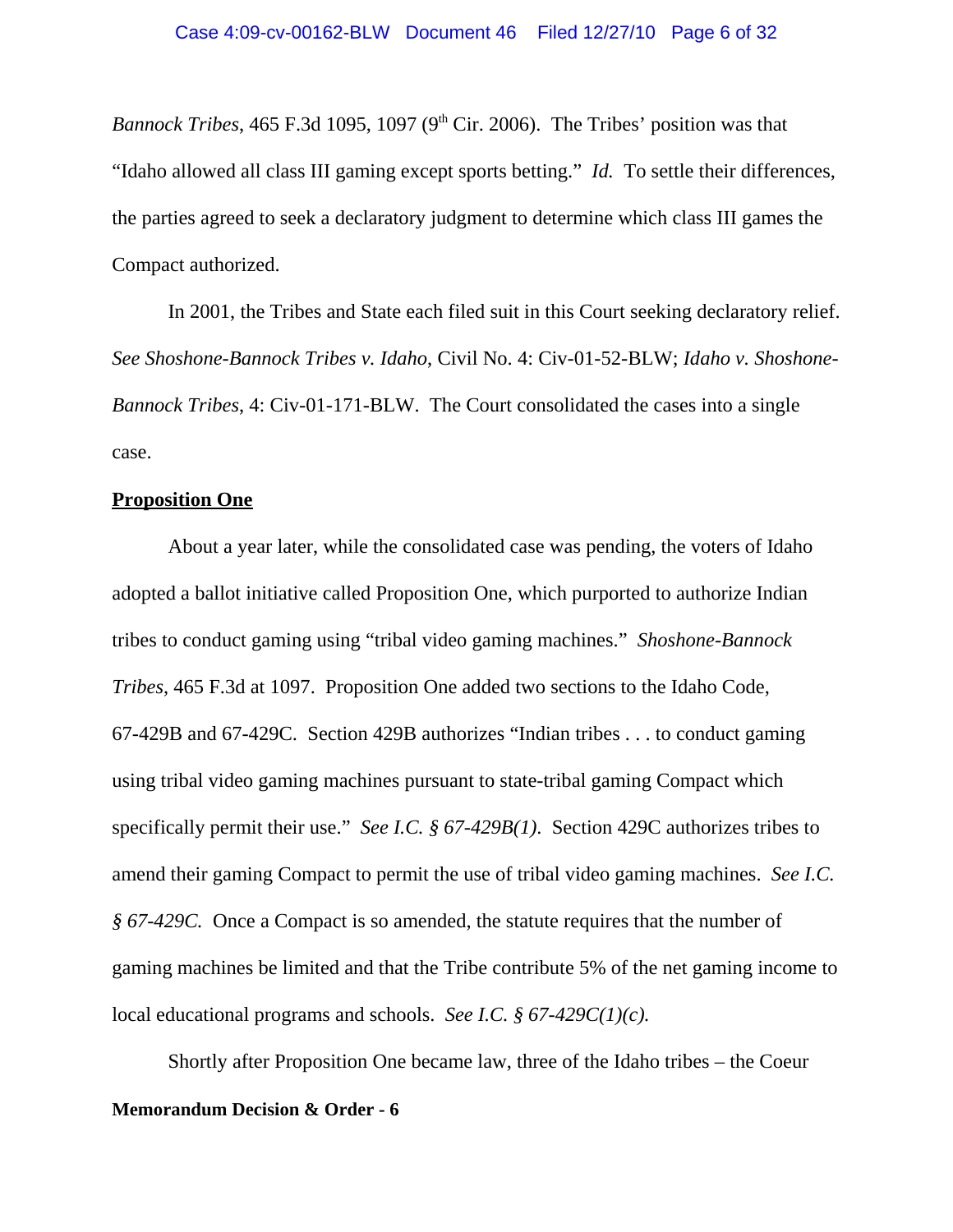*Bannock Tribes*, 465 F.3d 1095, 1097 (9th Cir. 2006). The Tribes' position was that "Idaho allowed all class III gaming except sports betting." *Id.* To settle their differences, the parties agreed to seek a declaratory judgment to determine which class III games the Compact authorized.

In 2001, the Tribes and State each filed suit in this Court seeking declaratory relief. *See Shoshone-Bannock Tribes v. Idaho*, Civil No. 4: Civ-01-52-BLW; *Idaho v. Shoshone-Bannock Tribes*, 4: Civ-01-171-BLW. The Court consolidated the cases into a single case.

**Proposition One**

About a year later, while the consolidated case was pending, the voters of Idaho adopted a ballot initiative called Proposition One, which purported to authorize Indian tribes to conduct gaming using "tribal video gaming machines." *Shoshone-Bannock Tribes*, 465 F.3d at 1097. Proposition One added two sections to the Idaho Code, 67-429B and 67-429C. Section 429B authorizes "Indian tribes . . . to conduct gaming using tribal video gaming machines pursuant to state-tribal gaming Compact which specifically permit their use." *See I.C. § 67-429B(1)*. Section 429C authorizes tribes to amend their gaming Compact to permit the use of tribal video gaming machines. *See I.C. § 67-429C.* Once a Compact is so amended, the statute requires that the number of gaming machines be limited and that the Tribe contribute 5% of the net gaming income to local educational programs and schools. *See I.C. § 67-429C(1)(c).*

Shortly after Proposition One became law, three of the Idaho tribes – the Coeur

**Memorandum Decision & Order - 6**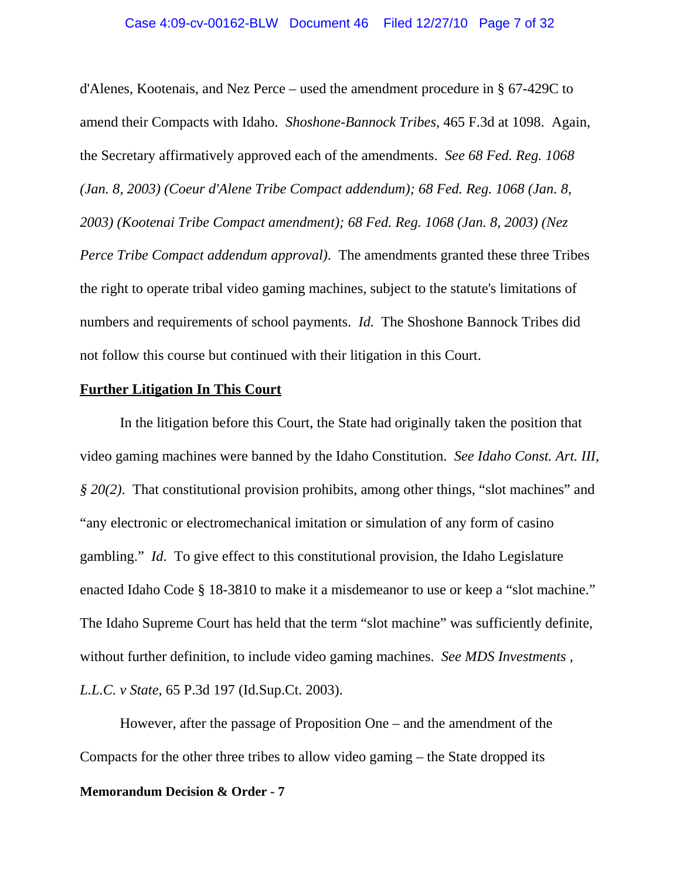d'Alenes, Kootenais, and Nez Perce – used the amendment procedure in § 67-429C to amend their Compacts with Idaho. *Shoshone-Bannock Tribes*, 465 F.3d at 1098. Again, the Secretary affirmatively approved each of the amendments. *See 68 Fed. Reg. 1068 (Jan. 8, 2003) (Coeur d'Alene Tribe Compact addendum); 68 Fed. Reg. 1068 (Jan. 8, 2003) (Kootenai Tribe Compact amendment); 68 Fed. Reg. 1068 (Jan. 8, 2003) (Nez Perce Tribe Compact addendum approval)*. The amendments granted these three Tribes the right to operate tribal video gaming machines, subject to the statute's limitations of numbers and requirements of school payments. *Id.* The Shoshone Bannock Tribes did not follow this course but continued with their litigation in this Court.

**Further Litigation In This Court**

In the litigation before this Court, the State had originally taken the position that video gaming machines were banned by the Idaho Constitution. *See Idaho Const. Art. III, § 20(2)*. That constitutional provision prohibits, among other things, "slot machines" and "any electronic or electromechanical imitation or simulation of any form of casino gambling." *Id*. To give effect to this constitutional provision, the Idaho Legislature enacted Idaho Code § 18-3810 to make it a misdemeanor to use or keep a "slot machine." The Idaho Supreme Court has held that the term "slot machine" was sufficiently definite, without further definition, to include video gaming machines. *See MDS Investments , L.L.C. v State*, 65 P.3d 197 (Id.Sup.Ct. 2003).

However, after the passage of Proposition One – and the amendment of the Compacts for the other three tribes to allow video gaming – the State dropped its

**Memorandum Decision & Order - 7**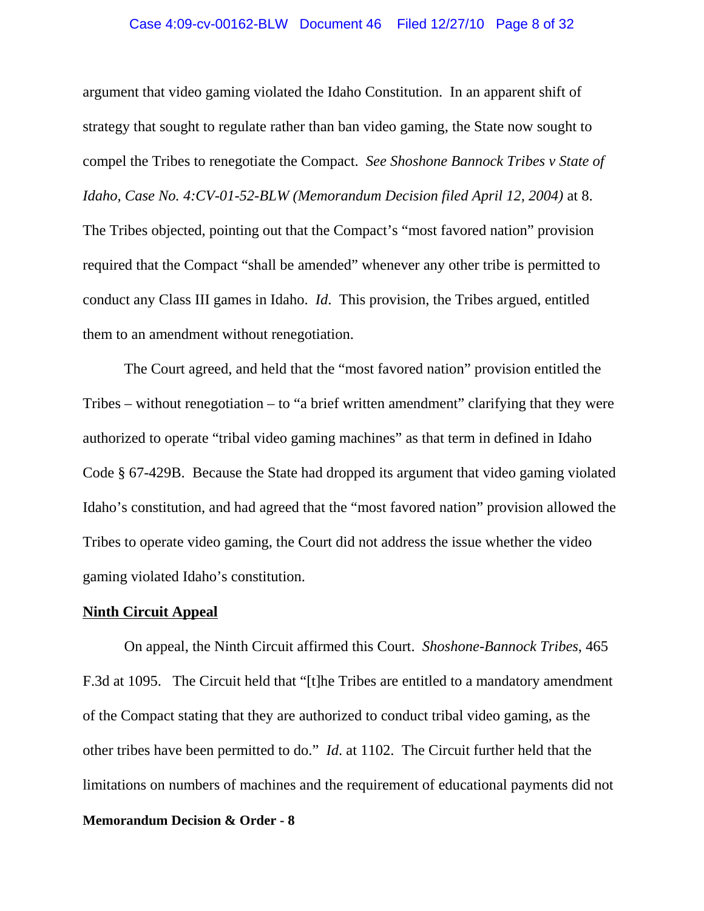argument that video gaming violated the Idaho Constitution. In an apparent shift of strategy that sought to regulate rather than ban video gaming, the State now sought to compel the Tribes to renegotiate the Compact. *See Shoshone Bannock Tribes v State of Idaho, Case No. 4:CV-01-52-BLW (Memorandum Decision filed April 12, 2004)* at 8. The Tribes objected, pointing out that the Compact's "most favored nation" provision required that the Compact "shall be amended" whenever any other tribe is permitted to conduct any Class III games in Idaho. *Id*. This provision, the Tribes argued, entitled them to an amendment without renegotiation.

The Court agreed, and held that the "most favored nation" provision entitled the Tribes – without renegotiation – to "a brief written amendment" clarifying that they were authorized to operate "tribal video gaming machines" as that term in defined in Idaho Code § 67-429B. Because the State had dropped its argument that video gaming violated Idaho's constitution, and had agreed that the "most favored nation" provision allowed the Tribes to operate video gaming, the Court did not address the issue whether the video gaming violated Idaho's constitution.

**Ninth Circuit Appeal**

On appeal, the Ninth Circuit affirmed this Court. *Shoshone-Bannock Tribes*, 465 F.3d at 1095. The Circuit held that "[t]he Tribes are entitled to a mandatory amendment of the Compact stating that they are authorized to conduct tribal video gaming, as the other tribes have been permitted to do." *Id*. at 1102. The Circuit further held that the limitations on numbers of machines and the requirement of educational payments did not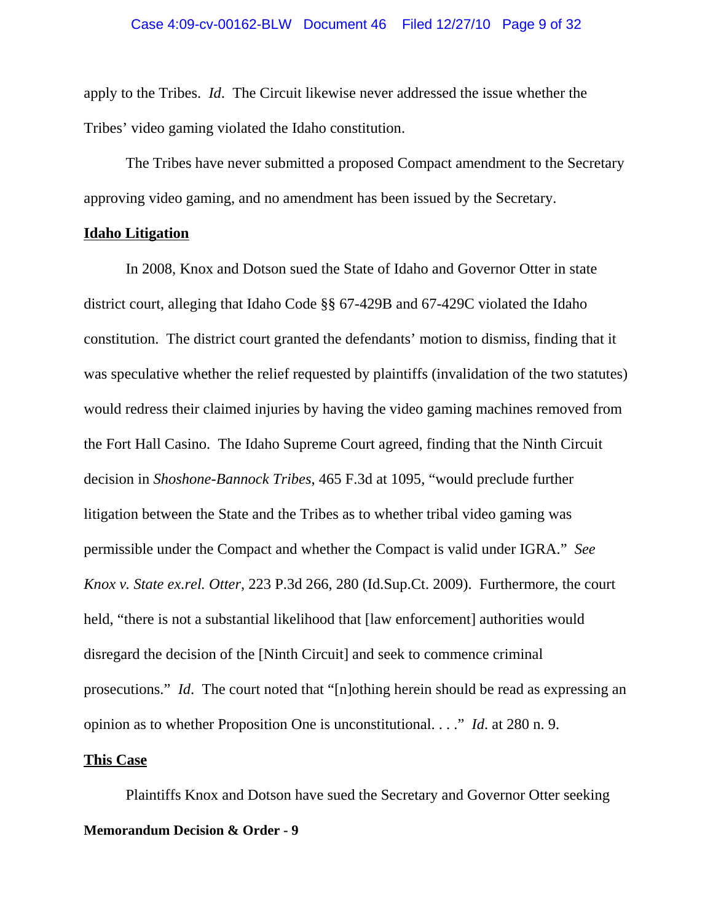apply to the Tribes. *Id*. The Circuit likewise never addressed the issue whether the Tribes' video gaming violated the Idaho constitution.

The Tribes have never submitted a proposed Compact amendment to the Secretary approving video gaming, and no amendment has been issued by the Secretary.

**Idaho Litigation**

In 2008, Knox and Dotson sued the State of Idaho and Governor Otter in state district court, alleging that Idaho Code §§ 67-429B and 67-429C violated the Idaho constitution. The district court granted the defendants' motion to dismiss, finding that it was speculative whether the relief requested by plaintiffs (invalidation of the two statutes) would redress their claimed injuries by having the video gaming machines removed from the Fort Hall Casino. The Idaho Supreme Court agreed, finding that the Ninth Circuit decision in *Shoshone-Bannock Tribes*, 465 F.3d at 1095, "would preclude further litigation between the State and the Tribes as to whether tribal video gaming was permissible under the Compact and whether the Compact is valid under IGRA." *See Knox v. State ex.rel. Otter*, 223 P.3d 266, 280 (Id.Sup.Ct. 2009). Furthermore, the court held, "there is not a substantial likelihood that [law enforcement] authorities would disregard the decision of the [Ninth Circuit] and seek to commence criminal prosecutions." *Id*. The court noted that "[n]othing herein should be read as expressing an opinion as to whether Proposition One is unconstitutional. . . ." *Id*. at 280 n. 9.

**This Case**

Plaintiffs Knox and Dotson have sued the Secretary and Governor Otter seeking

**Memorandum Decision & Order - 9**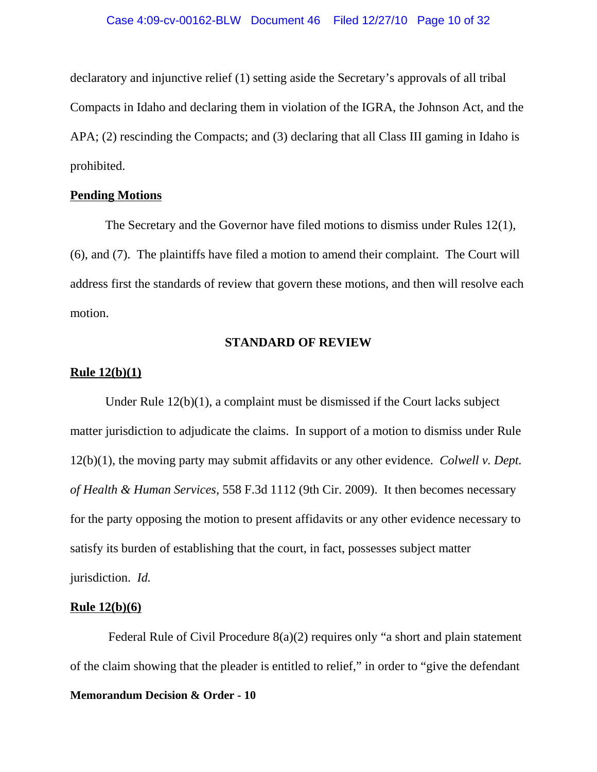declaratory and injunctive relief (1) setting aside the Secretary's approvals of all tribal Compacts in Idaho and declaring them in violation of the IGRA, the Johnson Act, and the APA; (2) rescinding the Compacts; and (3) declaring that all Class III gaming in Idaho is prohibited.

**<u>Pending Motions</u>**

The Secretary and the Governor have filed motions to dismiss under Rules 12(1), (6), and (7). The plaintiffs have filed a motion to amend their complaint. The Court will address first the standards of review that govern these motions, and then will resolve each motion.

## STANDARD OF REVIEW

**<u>Rule 12(b)(1)</u>**

Under Rule 12(b)(1), a complaint must be dismissed if the Court lacks subject matter jurisdiction to adjudicate the claims. In support of a motion to dismiss under Rule 12(b)(1), the moving party may submit affidavits or any other evidence. *Colwell v. Dept. of Health & Human Services*, 558 F.3d 1112 (9th Cir. 2009). It then becomes necessary for the party opposing the motion to present affidavits or any other evidence necessary to satisfy its burden of establishing that the court, in fact, possesses subject matter jurisdiction. *Id.*

**<u>Rule 12(b)(6)</u>**

Federal Rule of Civil Procedure 8(a)(2) requires only "a short and plain statement of the claim showing that the pleader is entitled to relief," in order to "give the defendant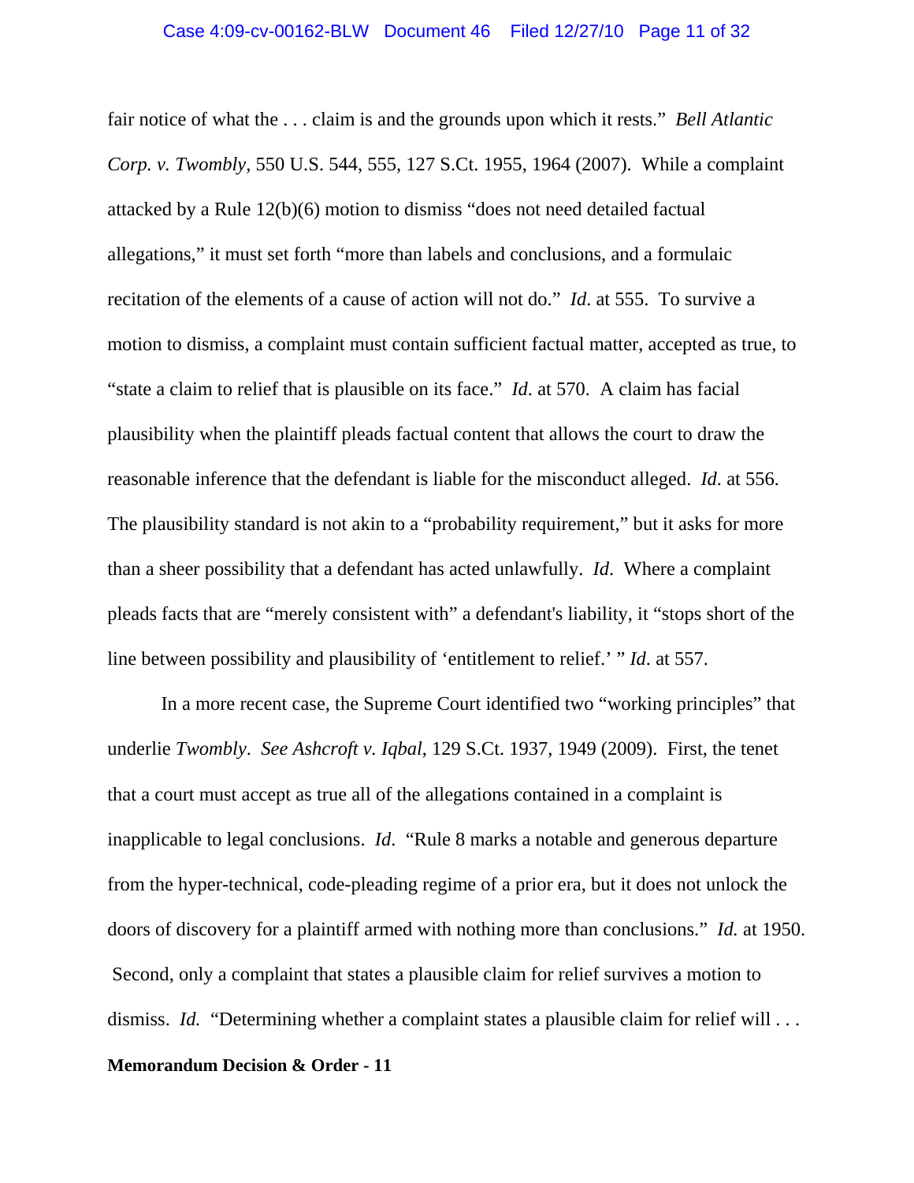fair notice of what the . . . claim is and the grounds upon which it rests." *Bell Atlantic Corp. v. Twombly*, 550 U.S. 544, 555, 127 S.Ct. 1955, 1964 (2007). While a complaint attacked by a Rule 12(b)(6) motion to dismiss "does not need detailed factual allegations," it must set forth "more than labels and conclusions, and a formulaic recitation of the elements of a cause of action will not do." *Id*. at 555. To survive a motion to dismiss, a complaint must contain sufficient factual matter, accepted as true, to "state a claim to relief that is plausible on its face." *Id*. at 570. A claim has facial plausibility when the plaintiff pleads factual content that allows the court to draw the reasonable inference that the defendant is liable for the misconduct alleged. *Id*. at 556. The plausibility standard is not akin to a "probability requirement," but it asks for more than a sheer possibility that a defendant has acted unlawfully. *Id*. Where a complaint pleads facts that are "merely consistent with" a defendant's liability, it "stops short of the line between possibility and plausibility of 'entitlement to relief.' " *Id*. at 557.

In a more recent case, the Supreme Court identified two "working principles" that underlie *Twombly*. *See Ashcroft v. Iqbal*, 129 S.Ct. 1937, 1949 (2009). First, the tenet that a court must accept as true all of the allegations contained in a complaint is inapplicable to legal conclusions. *Id*. "Rule 8 marks a notable and generous departure from the hyper-technical, code-pleading regime of a prior era, but it does not unlock the doors of discovery for a plaintiff armed with nothing more than conclusions." *Id.* at 1950. Second, only a complaint that states a plausible claim for relief survives a motion to dismiss. *Id.* "Determining whether a complaint states a plausible claim for relief will . . .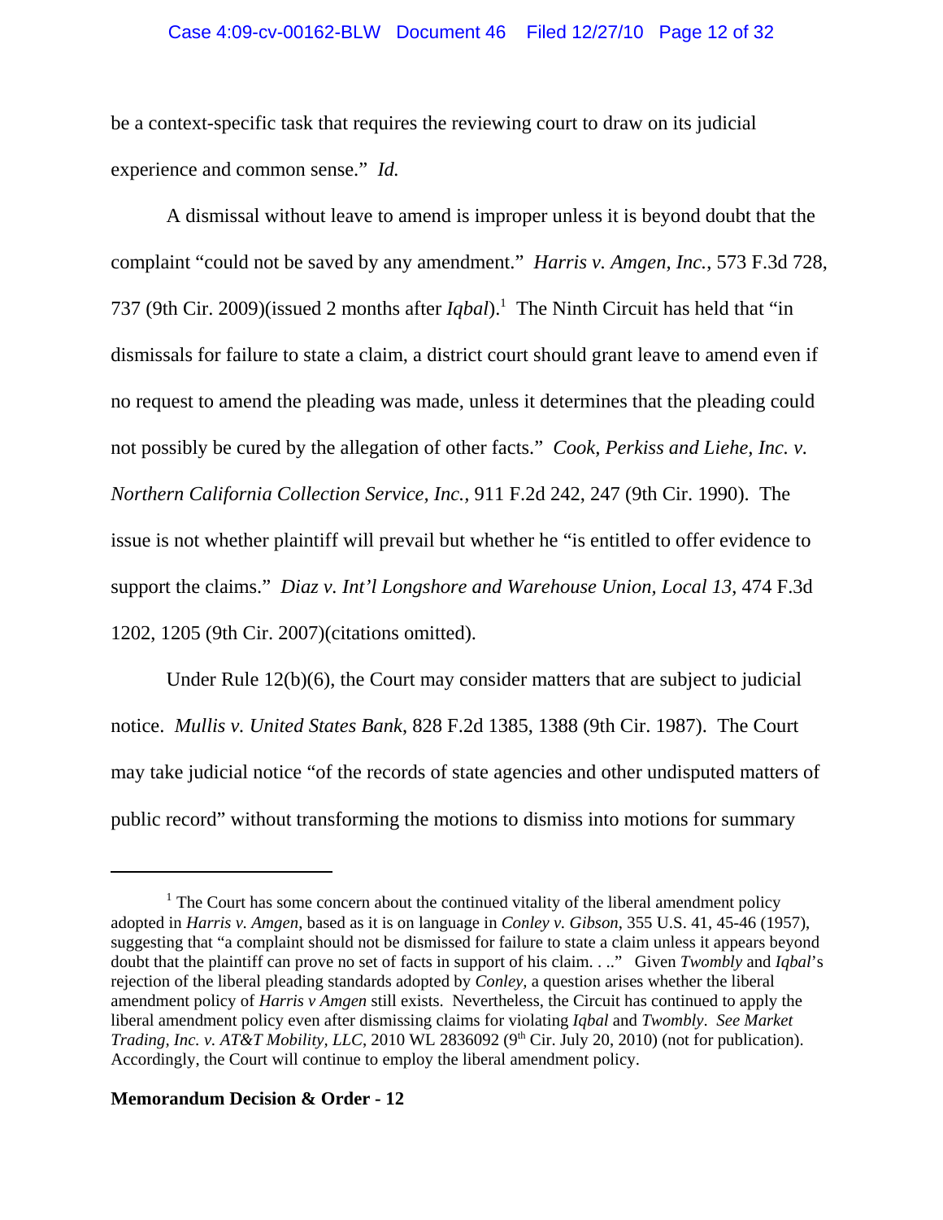be a context-specific task that requires the reviewing court to draw on its judicial experience and common sense." *Id.*

A dismissal without leave to amend is improper unless it is beyond doubt that the complaint "could not be saved by any amendment." *Harris v. Amgen, Inc.*, 573 F.3d 728, 737 (9th Cir. 2009)(issued 2 months after *Iqbal*).[1] The Ninth Circuit has held that "in dismissals for failure to state a claim, a district court should grant leave to amend even if no request to amend the pleading was made, unless it determines that the pleading could not possibly be cured by the allegation of other facts." *Cook, Perkiss and Liehe, Inc. v. Northern California Collection Service, Inc.*, 911 F.2d 242, 247 (9th Cir. 1990). The issue is not whether plaintiff will prevail but whether he "is entitled to offer evidence to support the claims." *Diaz v. Int'l Longshore and Warehouse Union, Local 13,* 474 F.3d 1202, 1205 (9th Cir. 2007)(citations omitted).

Under Rule 12(b)(6), the Court may consider matters that are subject to judicial notice. *Mullis v. United States Bank*, 828 F.2d 1385, 1388 (9th Cir. 1987). The Court may take judicial notice "of the records of state agencies and other undisputed matters of public record" without transforming the motions to dismiss into motions for summary

---

[1] The Court has some concern about the continued vitality of the liberal amendment policy adopted in *Harris v. Amgen*, based as it is on language in *Conley v. Gibson*, 355 U.S. 41, 45-46 (1957), suggesting that "a complaint should not be dismissed for failure to state a claim unless it appears beyond doubt that the plaintiff can prove no set of facts in support of his claim. . .." Given *Twombly* and *Iqbal*'s rejection of the liberal pleading standards adopted by *Conley,* a question arises whether the liberal amendment policy of *Harris v Amgen* still exists. Nevertheless, the Circuit has continued to apply the liberal amendment policy even after dismissing claims for violating *Iqbal* and *Twombly*. *See Market Trading, Inc. v. AT&T Mobility, LLC*, 2010 WL 2836092 (9th Cir. July 20, 2010) (not for publication). Accordingly, the Court will continue to employ the liberal amendment policy.

**Memorandum Decision & Order - 12**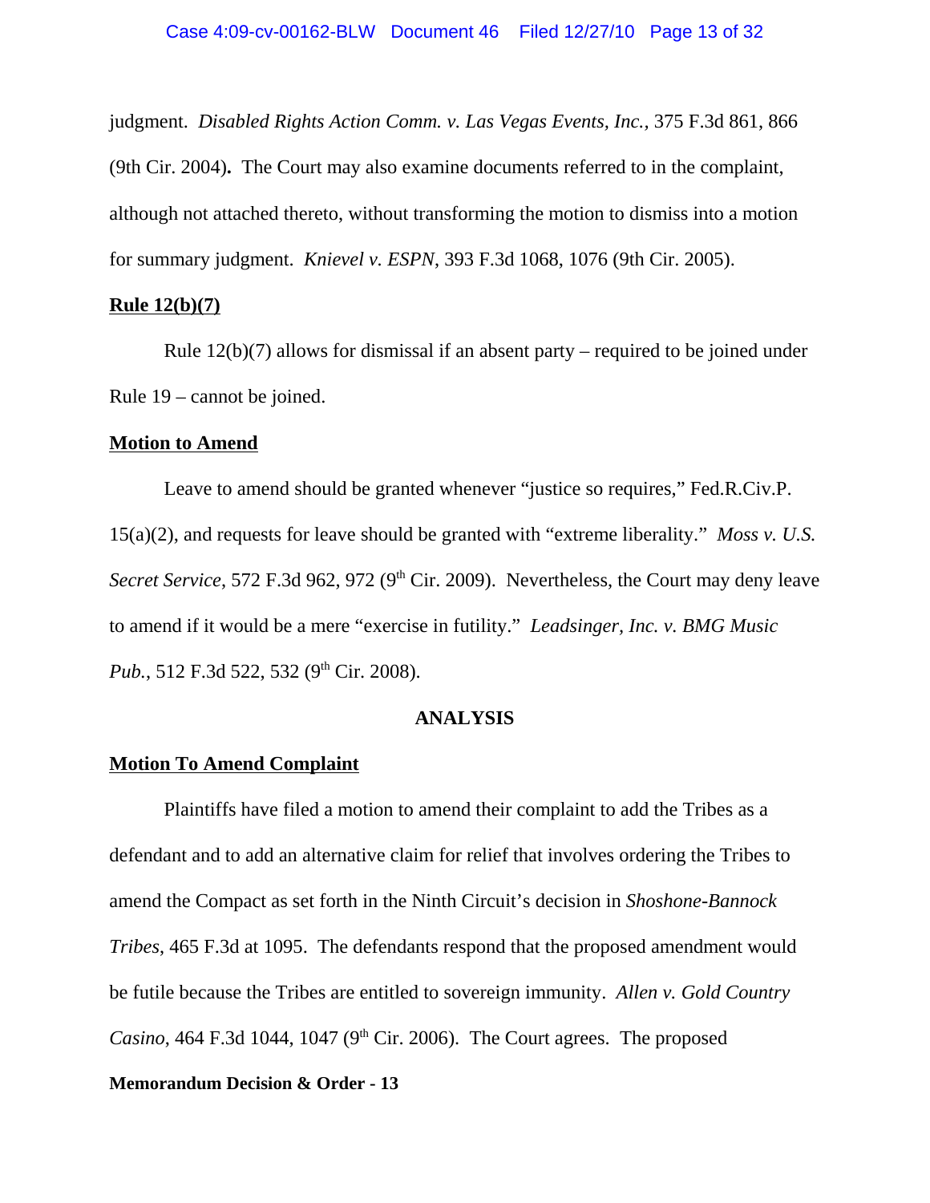judgment. *Disabled Rights Action Comm. v. Las Vegas Events, Inc.*, 375 F.3d 861, 866 (9th Cir. 2004). The Court may also examine documents referred to in the complaint, although not attached thereto, without transforming the motion to dismiss into a motion for summary judgment. *Knievel v. ESPN*, 393 F.3d 1068, 1076 (9th Cir. 2005).

**Rule 12(b)(7)**

Rule 12(b)(7) allows for dismissal if an absent party – required to be joined under Rule 19 – cannot be joined.

**Motion to Amend**

Leave to amend should be granted whenever "justice so requires," Fed.R.Civ.P. 15(a)(2), and requests for leave should be granted with "extreme liberality." *Moss v. U.S. Secret Service*, 572 F.3d 962, 972 (9th Cir. 2009). Nevertheless, the Court may deny leave to amend if it would be a mere "exercise in futility." *Leadsinger, Inc. v. BMG Music Pub.*, 512 F.3d 522, 532 (9th Cir. 2008).

## ANALYSIS

**Motion To Amend Complaint**

Plaintiffs have filed a motion to amend their complaint to add the Tribes as a defendant and to add an alternative claim for relief that involves ordering the Tribes to amend the Compact as set forth in the Ninth Circuit's decision in *Shoshone-Bannock Tribes*, 465 F.3d at 1095. The defendants respond that the proposed amendment would be futile because the Tribes are entitled to sovereign immunity. *Allen v. Gold Country Casino*, 464 F.3d 1044, 1047 (9th Cir. 2006). The Court agrees. The proposed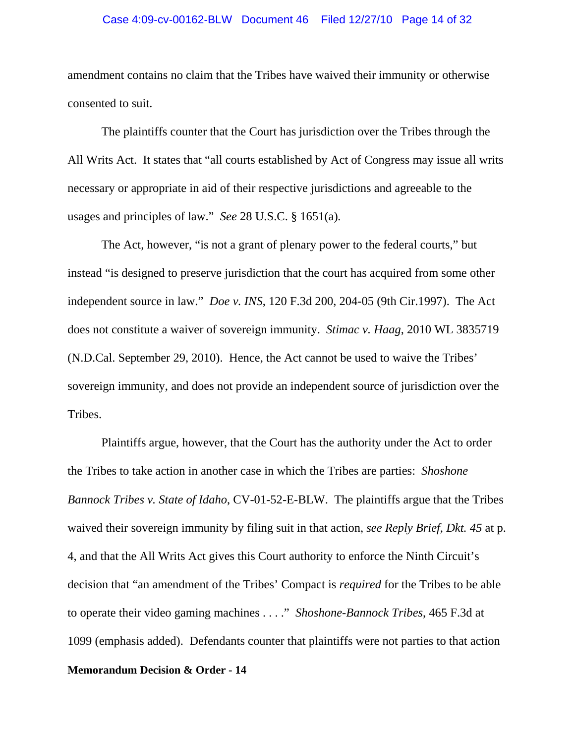amendment contains no claim that the Tribes have waived their immunity or otherwise consented to suit.

The plaintiffs counter that the Court has jurisdiction over the Tribes through the All Writs Act. It states that "all courts established by Act of Congress may issue all writs necessary or appropriate in aid of their respective jurisdictions and agreeable to the usages and principles of law." *See* 28 U.S.C. § 1651(a).

The Act, however, "is not a grant of plenary power to the federal courts," but instead "is designed to preserve jurisdiction that the court has acquired from some other independent source in law." *Doe v. INS*, 120 F.3d 200, 204-05 (9th Cir.1997). The Act does not constitute a waiver of sovereign immunity. *Stimac v. Haag*, 2010 WL 3835719 (N.D.Cal. September 29, 2010). Hence, the Act cannot be used to waive the Tribes' sovereign immunity, and does not provide an independent source of jurisdiction over the Tribes.

Plaintiffs argue, however, that the Court has the authority under the Act to order the Tribes to take action in another case in which the Tribes are parties: *Shoshone Bannock Tribes v. State of Idaho*, CV-01-52-E-BLW. The plaintiffs argue that the Tribes waived their sovereign immunity by filing suit in that action, *see Reply Brief, Dkt. 45* at p. 4, and that the All Writs Act gives this Court authority to enforce the Ninth Circuit's decision that "an amendment of the Tribes' Compact is *required* for the Tribes to be able to operate their video gaming machines . . . ." *Shoshone-Bannock Tribes*, 465 F.3d at 1099 (emphasis added). Defendants counter that plaintiffs were not parties to that action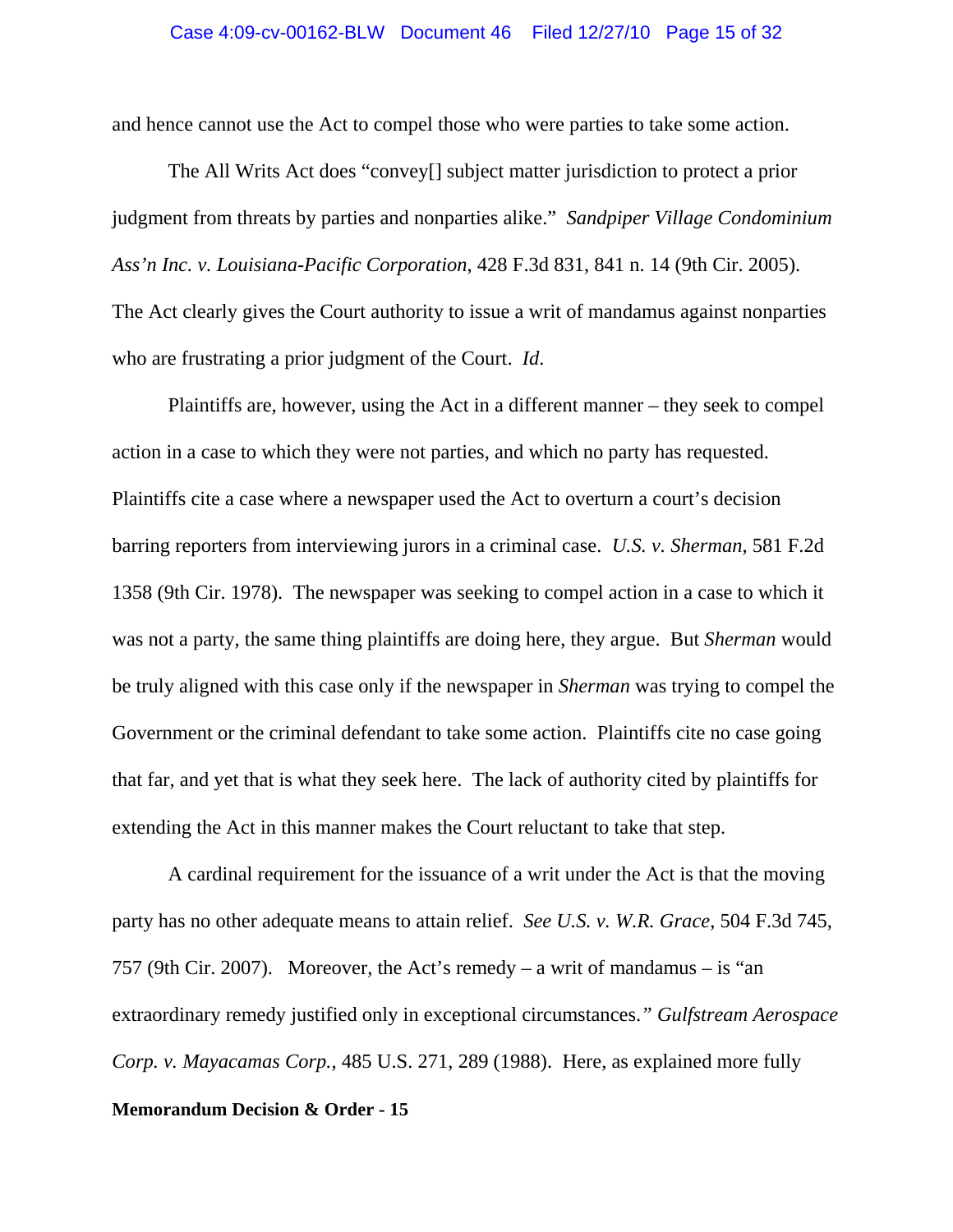and hence cannot use the Act to compel those who were parties to take some action.

The All Writs Act does "convey[] subject matter jurisdiction to protect a prior judgment from threats by parties and nonparties alike." *Sandpiper Village Condominium Ass'n Inc. v. Louisiana-Pacific Corporation*, 428 F.3d 831, 841 n. 14 (9th Cir. 2005). The Act clearly gives the Court authority to issue a writ of mandamus against nonparties who are frustrating a prior judgment of the Court. *Id*.

Plaintiffs are, however, using the Act in a different manner – they seek to compel action in a case to which they were not parties, and which no party has requested. Plaintiffs cite a case where a newspaper used the Act to overturn a court's decision barring reporters from interviewing jurors in a criminal case. *U.S. v. Sherman*, 581 F.2d 1358 (9th Cir. 1978). The newspaper was seeking to compel action in a case to which it was not a party, the same thing plaintiffs are doing here, they argue. But *Sherman* would be truly aligned with this case only if the newspaper in *Sherman* was trying to compel the Government or the criminal defendant to take some action. Plaintiffs cite no case going that far, and yet that is what they seek here. The lack of authority cited by plaintiffs for extending the Act in this manner makes the Court reluctant to take that step.

A cardinal requirement for the issuance of a writ under the Act is that the moving party has no other adequate means to attain relief. *See U.S. v. W.R. Grace*, 504 F.3d 745, 757 (9th Cir. 2007). Moreover, the Act's remedy – a writ of mandamus – is "an extraordinary remedy justified only in exceptional circumstances." *Gulfstream Aerospace Corp. v. Mayacamas Corp.*, 485 U.S. 271, 289 (1988). Here, as explained more fully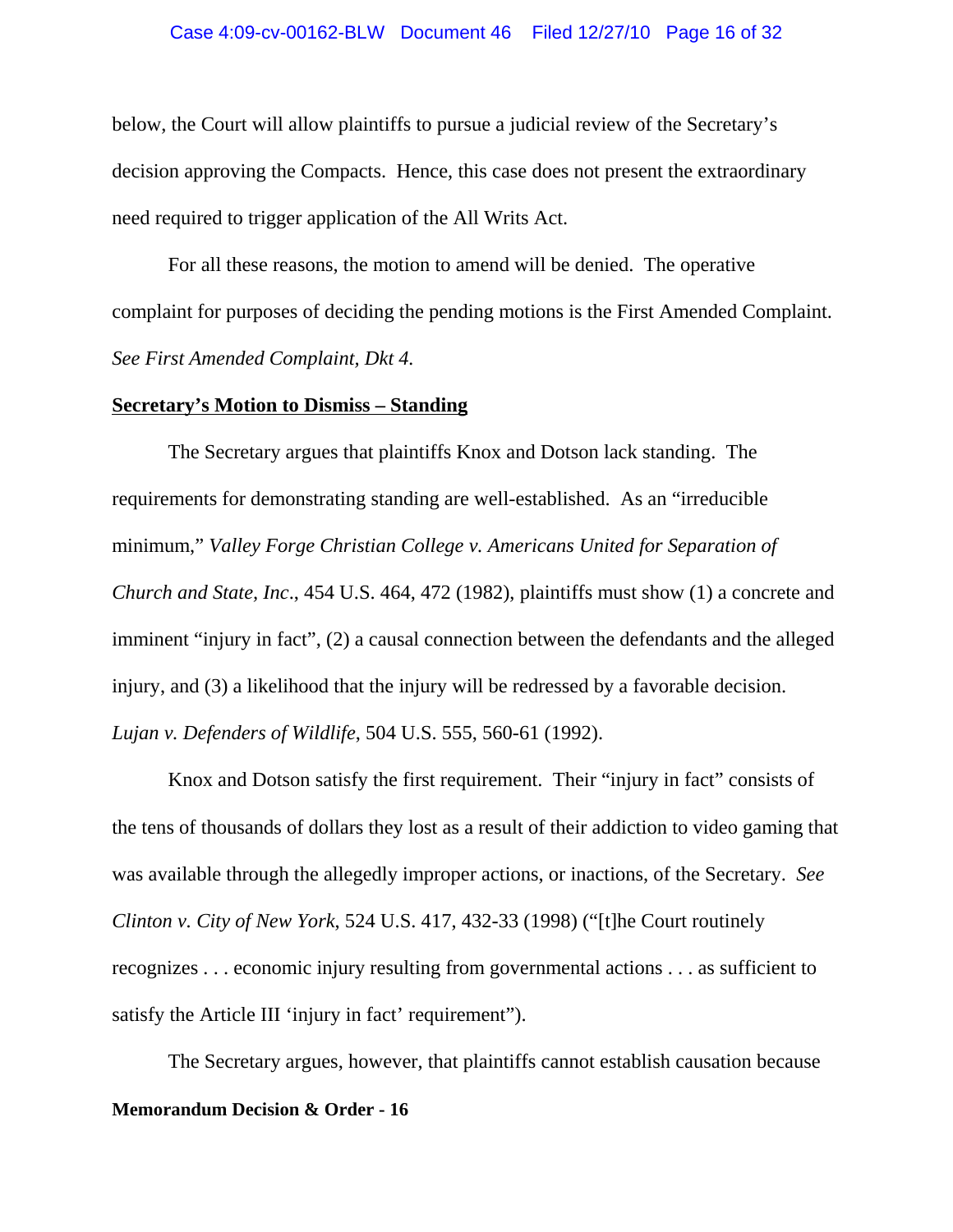below, the Court will allow plaintiffs to pursue a judicial review of the Secretary's decision approving the Compacts. Hence, this case does not present the extraordinary need required to trigger application of the All Writs Act.

For all these reasons, the motion to amend will be denied. The operative complaint for purposes of deciding the pending motions is the First Amended Complaint. *See First Amended Complaint, Dkt 4.*

**Secretary's Motion to Dismiss – Standing**

The Secretary argues that plaintiffs Knox and Dotson lack standing. The requirements for demonstrating standing are well-established. As an "irreducible minimum," *Valley Forge Christian College v. Americans United for Separation of Church and State, Inc*., 454 U.S. 464, 472 (1982), plaintiffs must show (1) a concrete and imminent "injury in fact", (2) a causal connection between the defendants and the alleged injury, and (3) a likelihood that the injury will be redressed by a favorable decision. *Lujan v. Defenders of Wildlife*, 504 U.S. 555, 560-61 (1992).

Knox and Dotson satisfy the first requirement. Their "injury in fact" consists of the tens of thousands of dollars they lost as a result of their addiction to video gaming that was available through the allegedly improper actions, or inactions, of the Secretary. *See Clinton v. City of New York*, 524 U.S. 417, 432-33 (1998) ("[t]he Court routinely recognizes . . . economic injury resulting from governmental actions . . . as sufficient to satisfy the Article III 'injury in fact' requirement").

The Secretary argues, however, that plaintiffs cannot establish causation because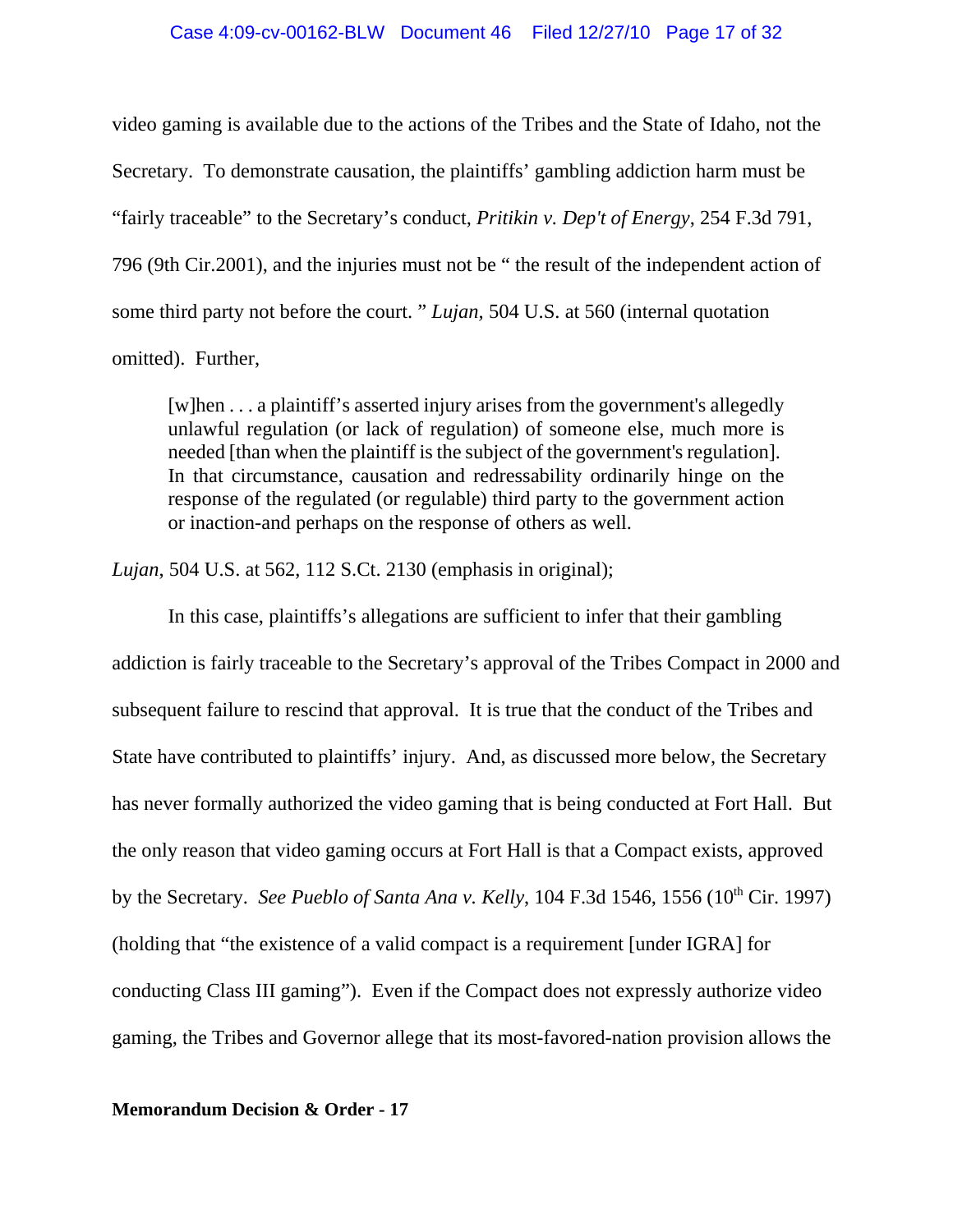video gaming is available due to the actions of the Tribes and the State of Idaho, not the Secretary. To demonstrate causation, the plaintiffs' gambling addiction harm must be "fairly traceable" to the Secretary's conduct, *Pritikin v. Dep't of Energy*, 254 F.3d 791, 796 (9th Cir.2001), and the injuries must not be " the result of the independent action of some third party not before the court. " *Lujan,* 504 U.S. at 560 (internal quotation omitted). Further,

> [w]hen . . . a plaintiff's asserted injury arises from the government's allegedly unlawful regulation (or lack of regulation) of someone else, much more is needed [than when the plaintiff is the subject of the government's regulation]. In that circumstance, causation and redressability ordinarily hinge on the response of the regulated (or regulable) third party to the government action or inaction-and perhaps on the response of others as well.

*Lujan*, 504 U.S. at 562, 112 S.Ct. 2130 (emphasis in original);

In this case, plaintiffs's allegations are sufficient to infer that their gambling addiction is fairly traceable to the Secretary's approval of the Tribes Compact in 2000 and subsequent failure to rescind that approval. It is true that the conduct of the Tribes and State have contributed to plaintiffs' injury. And, as discussed more below, the Secretary has never formally authorized the video gaming that is being conducted at Fort Hall. But the only reason that video gaming occurs at Fort Hall is that a Compact exists, approved by the Secretary. *See Pueblo of Santa Ana v. Kelly*, 104 F.3d 1546, 1556 (10th Cir. 1997) (holding that "the existence of a valid compact is a requirement [under IGRA] for conducting Class III gaming"). Even if the Compact does not expressly authorize video gaming, the Tribes and Governor allege that its most-favored-nation provision allows the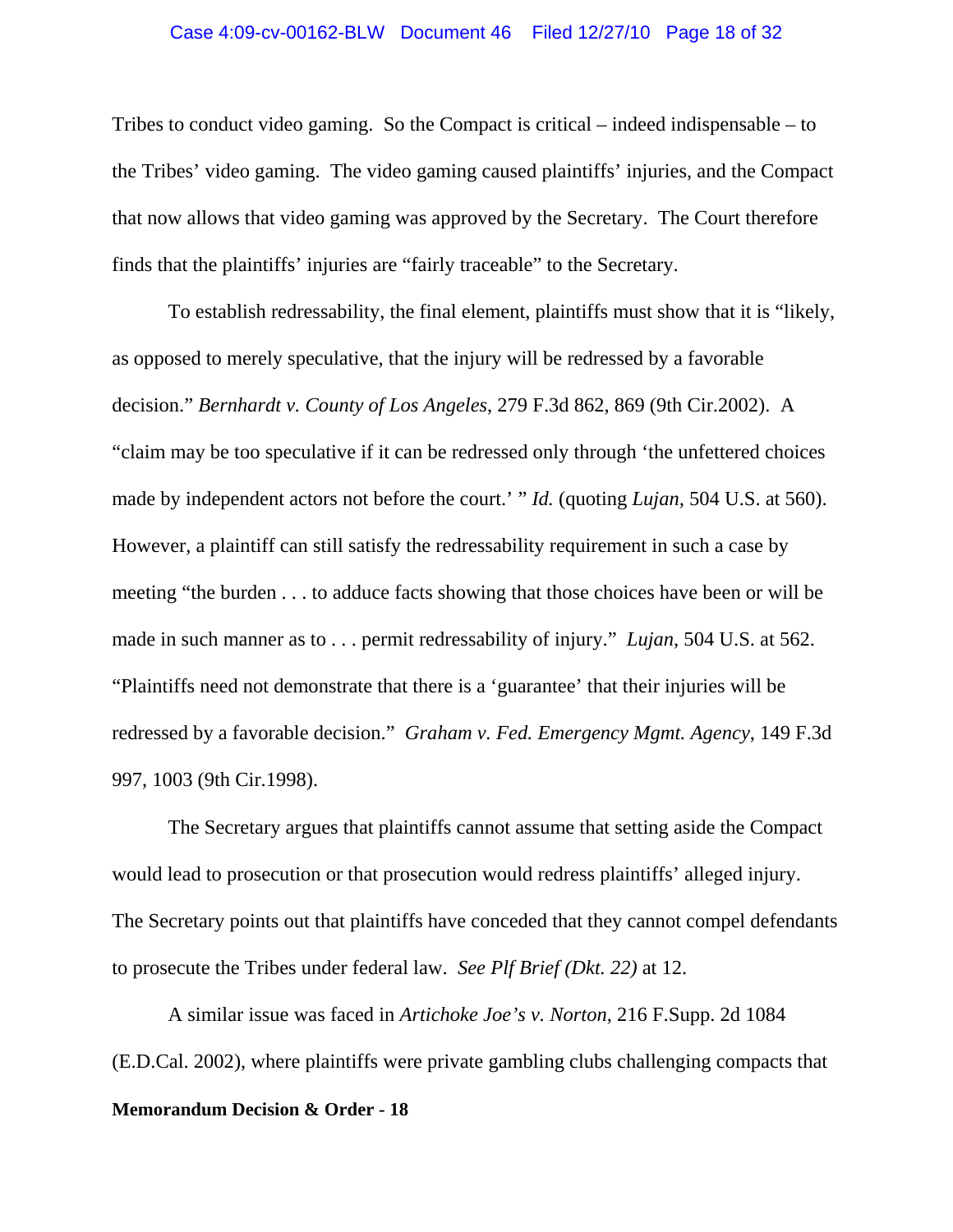Tribes to conduct video gaming. So the Compact is critical – indeed indispensable – to the Tribes' video gaming. The video gaming caused plaintiffs' injuries, and the Compact that now allows that video gaming was approved by the Secretary. The Court therefore finds that the plaintiffs' injuries are "fairly traceable" to the Secretary.

To establish redressability, the final element, plaintiffs must show that it is "likely, as opposed to merely speculative, that the injury will be redressed by a favorable decision." *Bernhardt v. County of Los Angeles*, 279 F.3d 862, 869 (9th Cir.2002). A "claim may be too speculative if it can be redressed only through 'the unfettered choices made by independent actors not before the court.' " *Id.* (quoting *Lujan*, 504 U.S. at 560). However, a plaintiff can still satisfy the redressability requirement in such a case by meeting "the burden . . . to adduce facts showing that those choices have been or will be made in such manner as to . . . permit redressability of injury." *Lujan*, 504 U.S. at 562. "Plaintiffs need not demonstrate that there is a 'guarantee' that their injuries will be redressed by a favorable decision." *Graham v. Fed. Emergency Mgmt. Agency*, 149 F.3d 997, 1003 (9th Cir.1998).

The Secretary argues that plaintiffs cannot assume that setting aside the Compact would lead to prosecution or that prosecution would redress plaintiffs' alleged injury. The Secretary points out that plaintiffs have conceded that they cannot compel defendants to prosecute the Tribes under federal law. *See Plf Brief (Dkt. 22)* at 12.

A similar issue was faced in *Artichoke Joe's v. Norton*, 216 F.Supp. 2d 1084 (E.D.Cal. 2002), where plaintiffs were private gambling clubs challenging compacts that

**Memorandum Decision & Order - 18**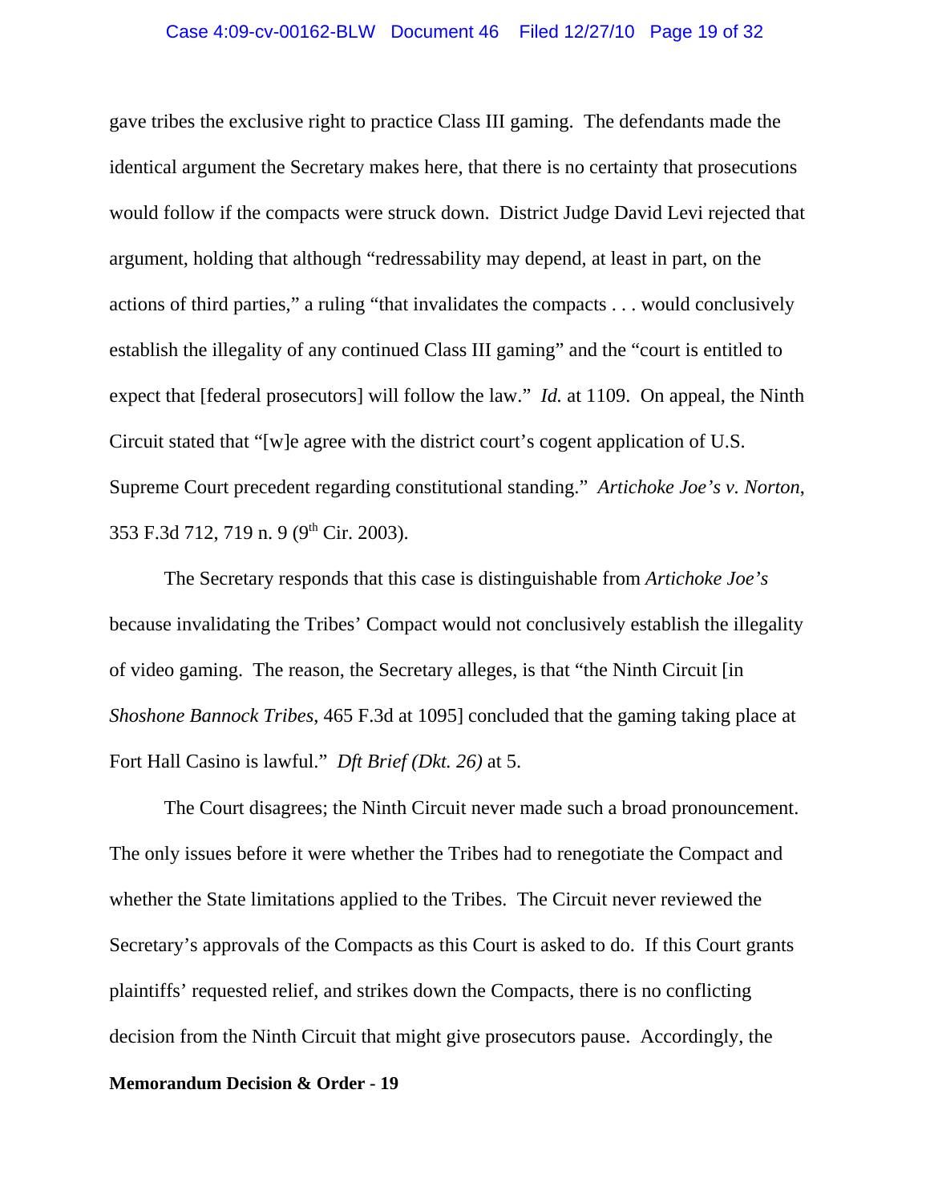gave tribes the exclusive right to practice Class III gaming. The defendants made the identical argument the Secretary makes here, that there is no certainty that prosecutions would follow if the compacts were struck down. District Judge David Levi rejected that argument, holding that although "redressability may depend, at least in part, on the actions of third parties," a ruling "that invalidates the compacts . . . would conclusively establish the illegality of any continued Class III gaming" and the "court is entitled to expect that [federal prosecutors] will follow the law." *Id.* at 1109. On appeal, the Ninth Circuit stated that "[w]e agree with the district court's cogent application of U.S. Supreme Court precedent regarding constitutional standing." *Artichoke Joe's v. Norton*, 353 F.3d 712, 719 n. 9 (9th Cir. 2003).

The Secretary responds that this case is distinguishable from *Artichoke Joe's* because invalidating the Tribes' Compact would not conclusively establish the illegality of video gaming. The reason, the Secretary alleges, is that "the Ninth Circuit [in *Shoshone Bannock Tribes*, 465 F.3d at 1095] concluded that the gaming taking place at Fort Hall Casino is lawful." *Dft Brief (Dkt. 26)* at 5.

The Court disagrees; the Ninth Circuit never made such a broad pronouncement. The only issues before it were whether the Tribes had to renegotiate the Compact and whether the State limitations applied to the Tribes. The Circuit never reviewed the Secretary's approvals of the Compacts as this Court is asked to do. If this Court grants plaintiffs' requested relief, and strikes down the Compacts, there is no conflicting decision from the Ninth Circuit that might give prosecutors pause. Accordingly, the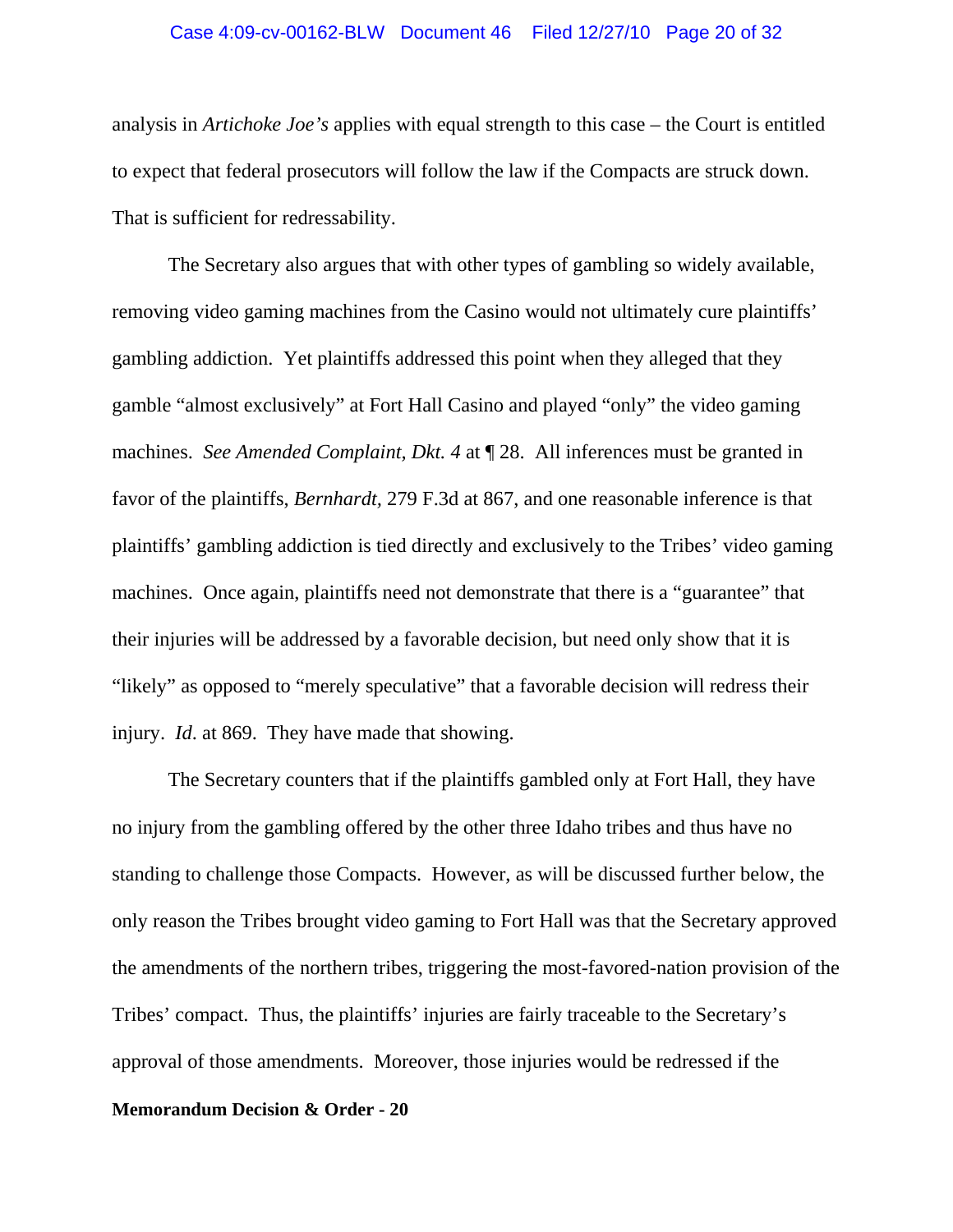analysis in *Artichoke Joe's* applies with equal strength to this case – the Court is entitled to expect that federal prosecutors will follow the law if the Compacts are struck down. That is sufficient for redressability.

The Secretary also argues that with other types of gambling so widely available, removing video gaming machines from the Casino would not ultimately cure plaintiffs' gambling addiction. Yet plaintiffs addressed this point when they alleged that they gamble "almost exclusively" at Fort Hall Casino and played "only" the video gaming machines. *See Amended Complaint, Dkt. 4* at ¶ 28. All inferences must be granted in favor of the plaintiffs, *Bernhardt*, 279 F.3d at 867, and one reasonable inference is that plaintiffs' gambling addiction is tied directly and exclusively to the Tribes' video gaming machines. Once again, plaintiffs need not demonstrate that there is a "guarantee" that their injuries will be addressed by a favorable decision, but need only show that it is "likely" as opposed to "merely speculative" that a favorable decision will redress their injury. *Id*. at 869. They have made that showing.

The Secretary counters that if the plaintiffs gambled only at Fort Hall, they have no injury from the gambling offered by the other three Idaho tribes and thus have no standing to challenge those Compacts. However, as will be discussed further below, the only reason the Tribes brought video gaming to Fort Hall was that the Secretary approved the amendments of the northern tribes, triggering the most-favored-nation provision of the Tribes' compact. Thus, the plaintiffs' injuries are fairly traceable to the Secretary's approval of those amendments. Moreover, those injuries would be redressed if the

**Memorandum Decision & Order - 20**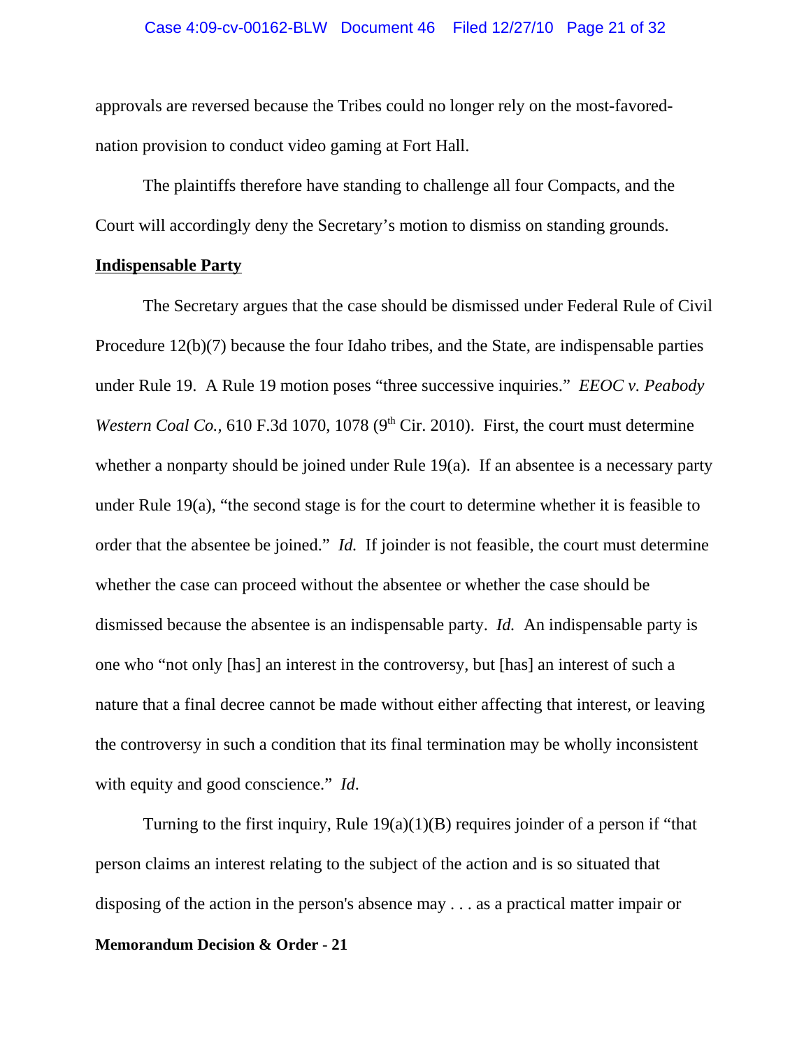approvals are reversed because the Tribes could no longer rely on the most-favored-nation provision to conduct video gaming at Fort Hall.

The plaintiffs therefore have standing to challenge all four Compacts, and the Court will accordingly deny the Secretary's motion to dismiss on standing grounds.

**Indispensable Party**

The Secretary argues that the case should be dismissed under Federal Rule of Civil Procedure 12(b)(7) because the four Idaho tribes, and the State, are indispensable parties under Rule 19. A Rule 19 motion poses "three successive inquiries." *EEOC v. Peabody Western Coal Co.*, 610 F.3d 1070, 1078 (9th Cir. 2010). First, the court must determine whether a nonparty should be joined under Rule 19(a). If an absentee is a necessary party under Rule 19(a), "the second stage is for the court to determine whether it is feasible to order that the absentee be joined." *Id.* If joinder is not feasible, the court must determine whether the case can proceed without the absentee or whether the case should be dismissed because the absentee is an indispensable party. *Id.* An indispensable party is one who "not only [has] an interest in the controversy, but [has] an interest of such a nature that a final decree cannot be made without either affecting that interest, or leaving the controversy in such a condition that its final termination may be wholly inconsistent with equity and good conscience." *Id*.

Turning to the first inquiry, Rule 19(a)(1)(B) requires joinder of a person if "that person claims an interest relating to the subject of the action and is so situated that disposing of the action in the person's absence may . . . as a practical matter impair or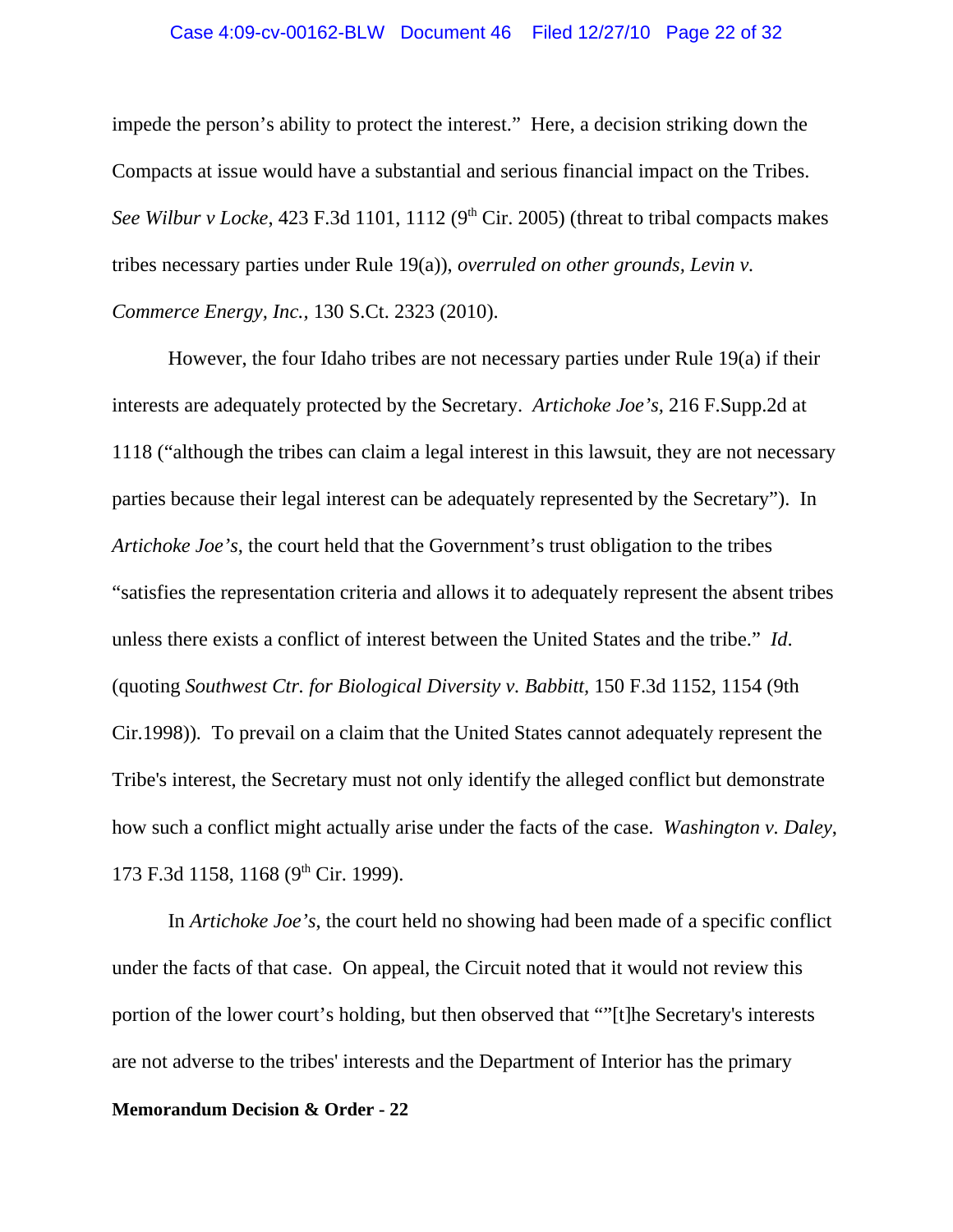impede the person's ability to protect the interest." Here, a decision striking down the Compacts at issue would have a substantial and serious financial impact on the Tribes. *See Wilbur v Locke*, 423 F.3d 1101, 1112 (9th Cir. 2005) (threat to tribal compacts makes tribes necessary parties under Rule 19(a)), *overruled on other grounds*, *Levin v. Commerce Energy, Inc.*, 130 S.Ct. 2323 (2010).

However, the four Idaho tribes are not necessary parties under Rule 19(a) if their interests are adequately protected by the Secretary. *Artichoke Joe's*, 216 F.Supp.2d at 1118 ("although the tribes can claim a legal interest in this lawsuit, they are not necessary parties because their legal interest can be adequately represented by the Secretary"). In *Artichoke Joe's*, the court held that the Government's trust obligation to the tribes "satisfies the representation criteria and allows it to adequately represent the absent tribes unless there exists a conflict of interest between the United States and the tribe." *Id*. (quoting *Southwest Ctr. for Biological Diversity v. Babbitt*, 150 F.3d 1152, 1154 (9th Cir.1998)). To prevail on a claim that the United States cannot adequately represent the Tribe's interest, the Secretary must not only identify the alleged conflict but demonstrate how such a conflict might actually arise under the facts of the case. *Washington v. Daley*, 173 F.3d 1158, 1168 (9th Cir. 1999).

In *Artichoke Joe's*, the court held no showing had been made of a specific conflict under the facts of that case. On appeal, the Circuit noted that it would not review this portion of the lower court's holding, but then observed that ""[t]he Secretary's interests are not adverse to the tribes' interests and the Department of Interior has the primary

**Memorandum Decision & Order - 22**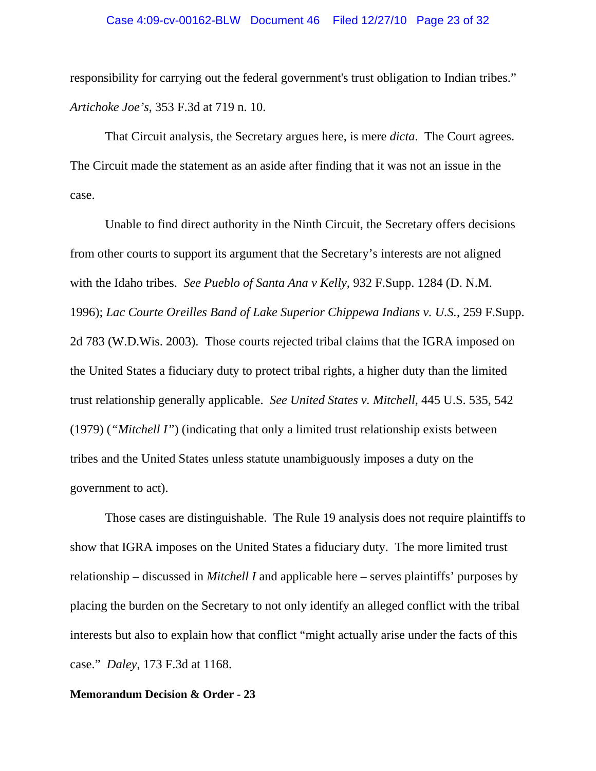responsibility for carrying out the federal government's trust obligation to Indian tribes." *Artichoke Joe's*, 353 F.3d at 719 n. 10.

That Circuit analysis, the Secretary argues here, is mere *dicta*. The Court agrees. The Circuit made the statement as an aside after finding that it was not an issue in the case.

Unable to find direct authority in the Ninth Circuit, the Secretary offers decisions from other courts to support its argument that the Secretary's interests are not aligned with the Idaho tribes. *See Pueblo of Santa Ana v Kelly*, 932 F.Supp. 1284 (D. N.M. 1996); *Lac Courte Oreilles Band of Lake Superior Chippewa Indians v. U.S.*, 259 F.Supp. 2d 783 (W.D.Wis. 2003). Those courts rejected tribal claims that the IGRA imposed on the United States a fiduciary duty to protect tribal rights, a higher duty than the limited trust relationship generally applicable. *See United States v. Mitchell*, 445 U.S. 535, 542 (1979) (*"Mitchell I"*) (indicating that only a limited trust relationship exists between tribes and the United States unless statute unambiguously imposes a duty on the government to act).

Those cases are distinguishable. The Rule 19 analysis does not require plaintiffs to show that IGRA imposes on the United States a fiduciary duty. The more limited trust relationship – discussed in *Mitchell I* and applicable here – serves plaintiffs' purposes by placing the burden on the Secretary to not only identify an alleged conflict with the tribal interests but also to explain how that conflict "might actually arise under the facts of this case." *Daley*, 173 F.3d at 1168.

**Memorandum Decision & Order - 23**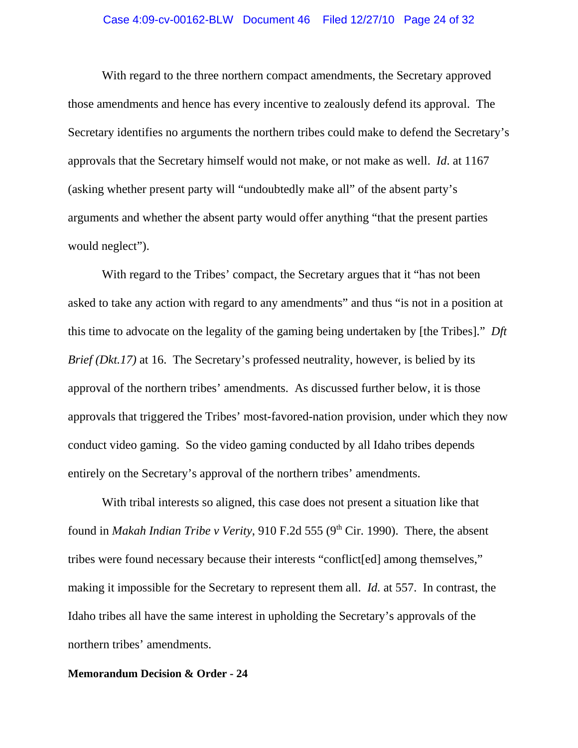With regard to the three northern compact amendments, the Secretary approved those amendments and hence has every incentive to zealously defend its approval. The Secretary identifies no arguments the northern tribes could make to defend the Secretary's approvals that the Secretary himself would not make, or not make as well. *Id*. at 1167 (asking whether present party will "undoubtedly make all" of the absent party's arguments and whether the absent party would offer anything "that the present parties would neglect").

With regard to the Tribes' compact, the Secretary argues that it "has not been asked to take any action with regard to any amendments" and thus "is not in a position at this time to advocate on the legality of the gaming being undertaken by [the Tribes]." *Dft Brief (Dkt.17)* at 16. The Secretary's professed neutrality, however, is belied by its approval of the northern tribes' amendments. As discussed further below, it is those approvals that triggered the Tribes' most-favored-nation provision, under which they now conduct video gaming. So the video gaming conducted by all Idaho tribes depends entirely on the Secretary's approval of the northern tribes' amendments.

With tribal interests so aligned, this case does not present a situation like that found in *Makah Indian Tribe v Verity*, 910 F.2d 555 (9th Cir. 1990). There, the absent tribes were found necessary because their interests "conflict[ed] among themselves," making it impossible for the Secretary to represent them all. *Id.* at 557. In contrast, the Idaho tribes all have the same interest in upholding the Secretary's approvals of the northern tribes' amendments.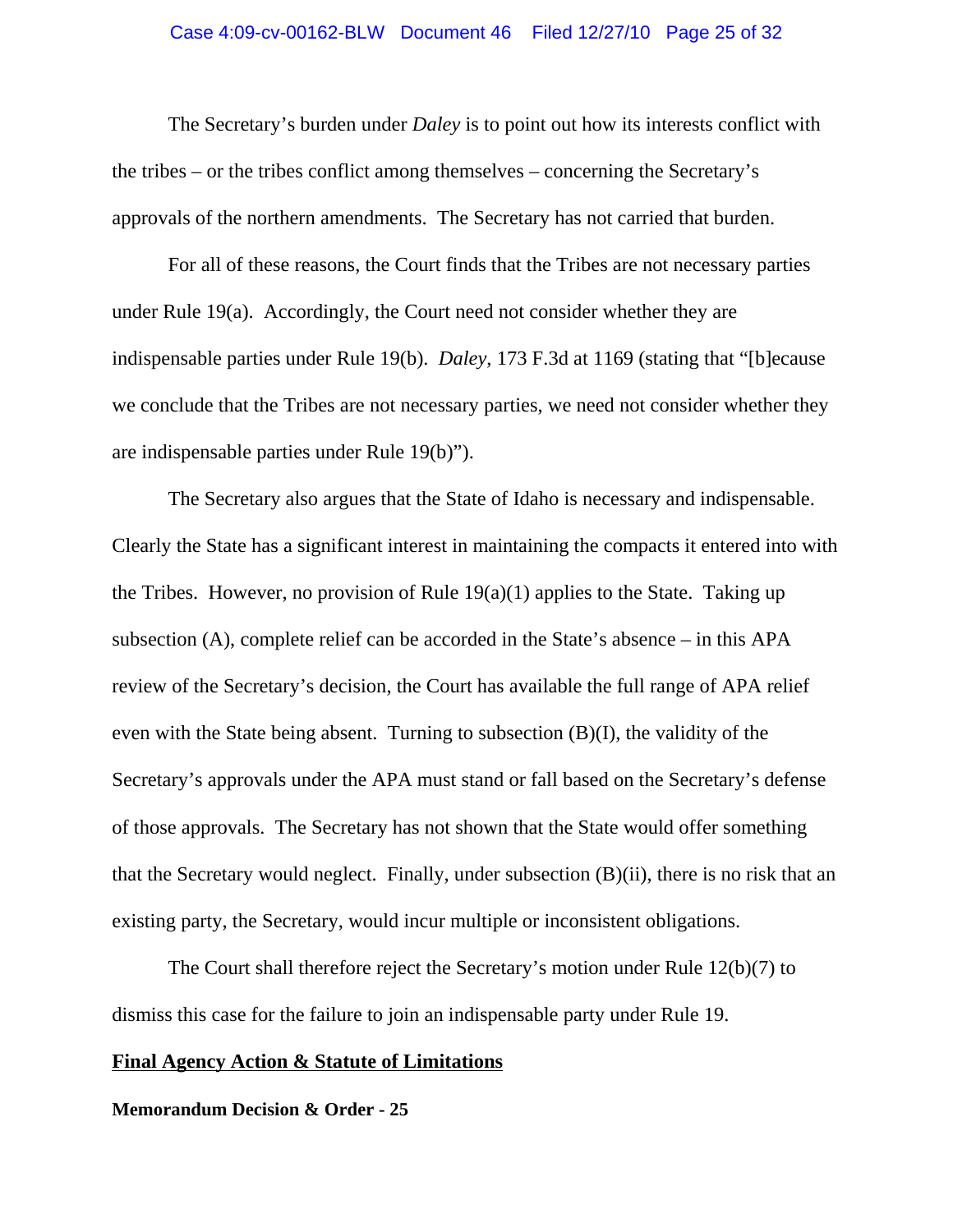The Secretary's burden under *Daley* is to point out how its interests conflict with the tribes – or the tribes conflict among themselves – concerning the Secretary's approvals of the northern amendments. The Secretary has not carried that burden.

For all of these reasons, the Court finds that the Tribes are not necessary parties under Rule 19(a). Accordingly, the Court need not consider whether they are indispensable parties under Rule 19(b). *Daley*, 173 F.3d at 1169 (stating that "[b]ecause we conclude that the Tribes are not necessary parties, we need not consider whether they are indispensable parties under Rule 19(b)").

The Secretary also argues that the State of Idaho is necessary and indispensable. Clearly the State has a significant interest in maintaining the compacts it entered into with the Tribes. However, no provision of Rule 19(a)(1) applies to the State. Taking up subsection (A), complete relief can be accorded in the State's absence – in this APA review of the Secretary's decision, the Court has available the full range of APA relief even with the State being absent. Turning to subsection (B)(I), the validity of the Secretary's approvals under the APA must stand or fall based on the Secretary's defense of those approvals. The Secretary has not shown that the State would offer something that the Secretary would neglect. Finally, under subsection (B)(ii), there is no risk that an existing party, the Secretary, would incur multiple or inconsistent obligations.

The Court shall therefore reject the Secretary's motion under Rule 12(b)(7) to dismiss this case for the failure to join an indispensable party under Rule 19.

**<u>Final Agency Action & Statute of Limitations</u>**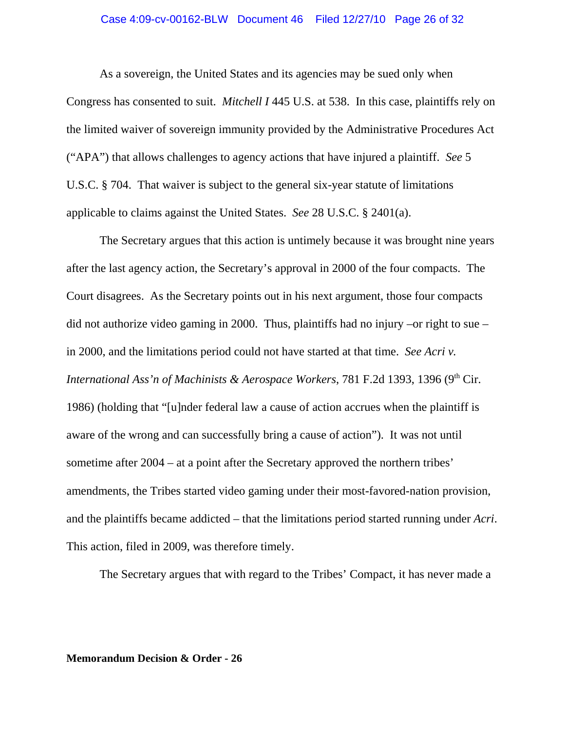As a sovereign, the United States and its agencies may be sued only when Congress has consented to suit. *Mitchell I* 445 U.S. at 538. In this case, plaintiffs rely on the limited waiver of sovereign immunity provided by the Administrative Procedures Act ("APA") that allows challenges to agency actions that have injured a plaintiff. *See* 5 U.S.C. § 704. That waiver is subject to the general six-year statute of limitations applicable to claims against the United States. *See* 28 U.S.C. § 2401(a).

The Secretary argues that this action is untimely because it was brought nine years after the last agency action, the Secretary's approval in 2000 of the four compacts. The Court disagrees. As the Secretary points out in his next argument, those four compacts did not authorize video gaming in 2000. Thus, plaintiffs had no injury –or right to sue – in 2000, and the limitations period could not have started at that time. *See Acri v. International Ass'n of Machinists & Aerospace Workers*, 781 F.2d 1393, 1396 (9th Cir. 1986) (holding that "[u]nder federal law a cause of action accrues when the plaintiff is aware of the wrong and can successfully bring a cause of action"). It was not until sometime after 2004 – at a point after the Secretary approved the northern tribes' amendments, the Tribes started video gaming under their most-favored-nation provision, and the plaintiffs became addicted – that the limitations period started running under *Acri*. This action, filed in 2009, was therefore timely.

The Secretary argues that with regard to the Tribes' Compact, it has never made a

**Memorandum Decision & Order - 26**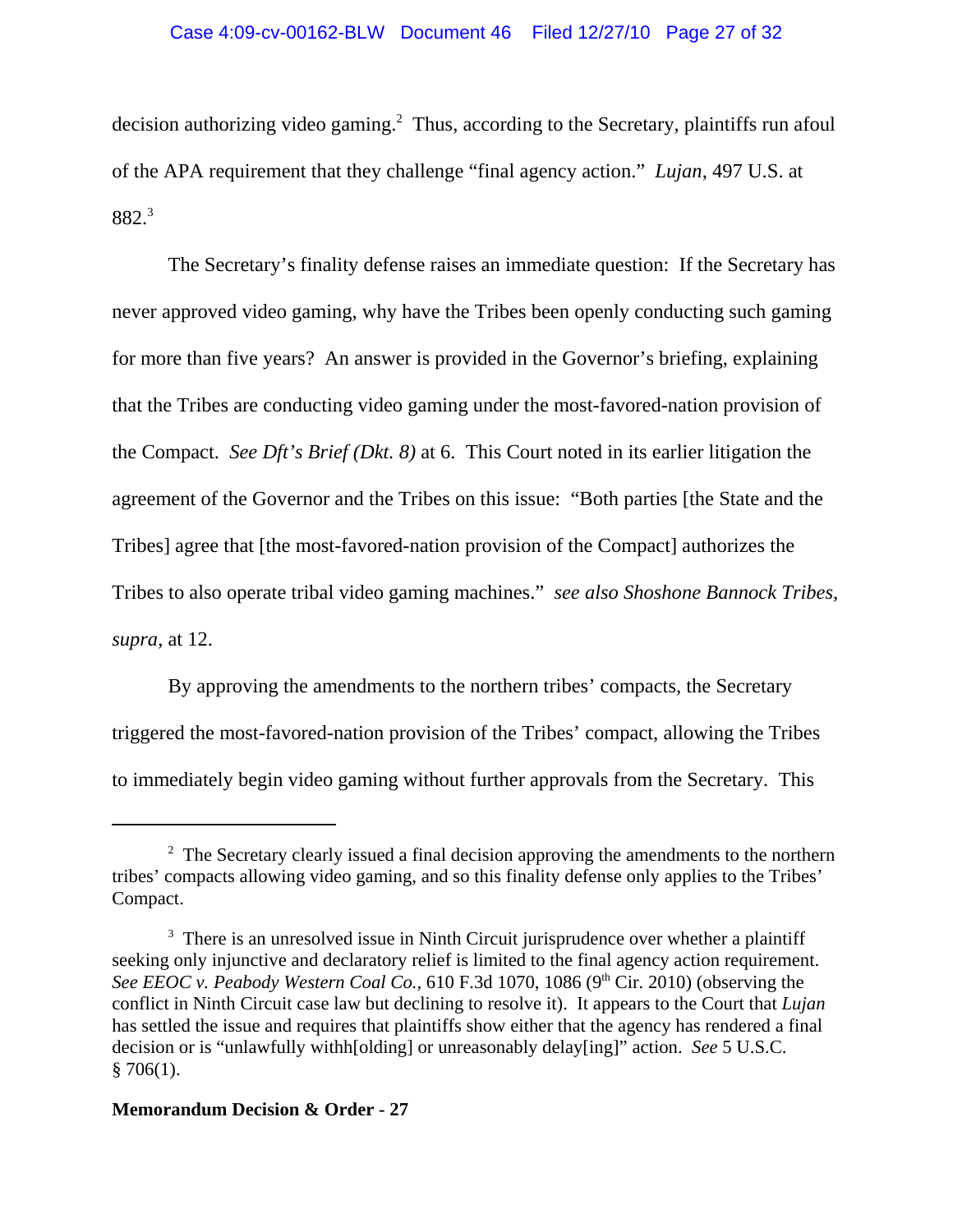decision authorizing video gaming.[2] Thus, according to the Secretary, plaintiffs run afoul of the APA requirement that they challenge "final agency action." *Lujan*, 497 U.S. at 882.[3]

The Secretary's finality defense raises an immediate question: If the Secretary has never approved video gaming, why have the Tribes been openly conducting such gaming for more than five years? An answer is provided in the Governor's briefing, explaining that the Tribes are conducting video gaming under the most-favored-nation provision of the Compact. *See Dft's Brief (Dkt. 8)* at 6. This Court noted in its earlier litigation the agreement of the Governor and the Tribes on this issue: "Both parties [the State and the Tribes] agree that [the most-favored-nation provision of the Compact] authorizes the Tribes to also operate tribal video gaming machines." *see also Shoshone Bannock Tribes, supra*, at 12.

By approving the amendments to the northern tribes' compacts, the Secretary triggered the most-favored-nation provision of the Tribes' compact, allowing the Tribes to immediately begin video gaming without further approvals from the Secretary. This

---

[2] The Secretary clearly issued a final decision approving the amendments to the northern tribes' compacts allowing video gaming, and so this finality defense only applies to the Tribes' Compact.

[3] There is an unresolved issue in Ninth Circuit jurisprudence over whether a plaintiff seeking only injunctive and declaratory relief is limited to the final agency action requirement. *See EEOC v. Peabody Western Coal Co.*, 610 F.3d 1070, 1086 (9th Cir. 2010) (observing the conflict in Ninth Circuit case law but declining to resolve it). It appears to the Court that *Lujan* has settled the issue and requires that plaintiffs show either that the agency has rendered a final decision or is "unlawfully withh[olding] or unreasonably delay[ing]" action. *See* 5 U.S.C. § 706(1).

**Memorandum Decision & Order - 27**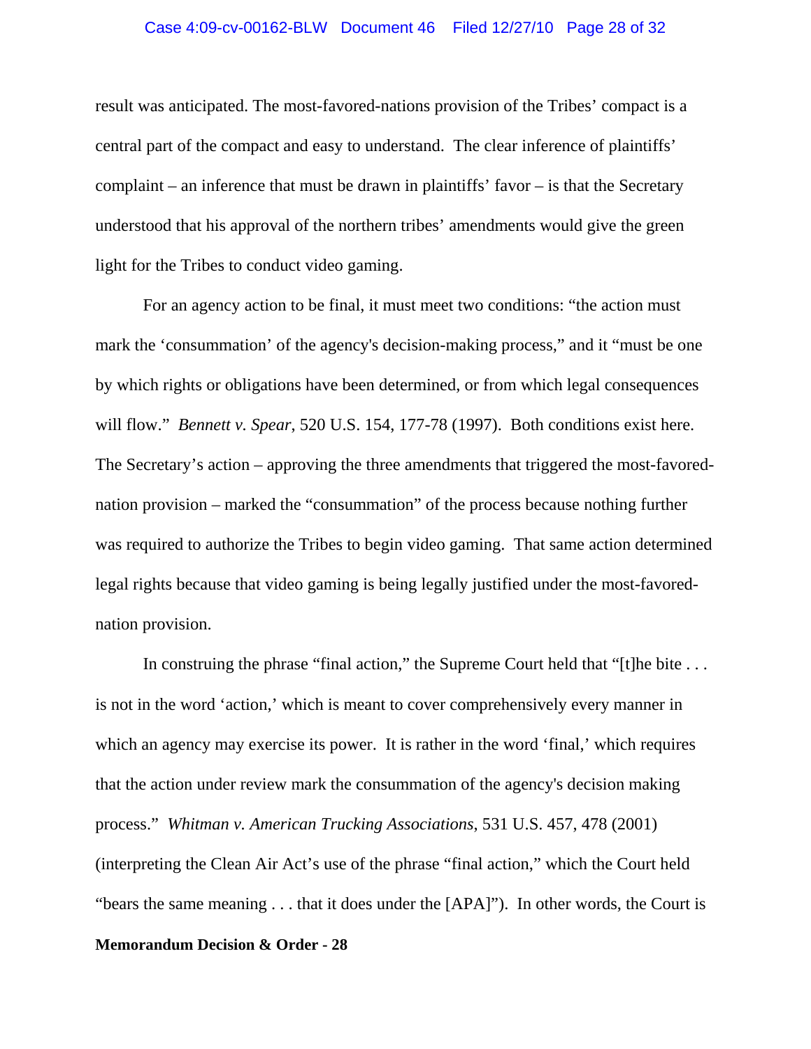result was anticipated. The most-favored-nations provision of the Tribes' compact is a central part of the compact and easy to understand. The clear inference of plaintiffs' complaint – an inference that must be drawn in plaintiffs' favor – is that the Secretary understood that his approval of the northern tribes' amendments would give the green light for the Tribes to conduct video gaming.

For an agency action to be final, it must meet two conditions: "the action must mark the 'consummation' of the agency's decision-making process," and it "must be one by which rights or obligations have been determined, or from which legal consequences will flow." *Bennett v. Spear*, 520 U.S. 154, 177-78 (1997). Both conditions exist here. The Secretary's action – approving the three amendments that triggered the most-favored-nation provision – marked the "consummation" of the process because nothing further was required to authorize the Tribes to begin video gaming. That same action determined legal rights because that video gaming is being legally justified under the most-favored-nation provision.

In construing the phrase "final action," the Supreme Court held that "[t]he bite . . . is not in the word 'action,' which is meant to cover comprehensively every manner in which an agency may exercise its power. It is rather in the word 'final,' which requires that the action under review mark the consummation of the agency's decision making process." *Whitman v. American Trucking Associations*, 531 U.S. 457, 478 (2001) (interpreting the Clean Air Act's use of the phrase "final action," which the Court held "bears the same meaning . . . that it does under the [APA]"). In other words, the Court is

**Memorandum Decision & Order - 28**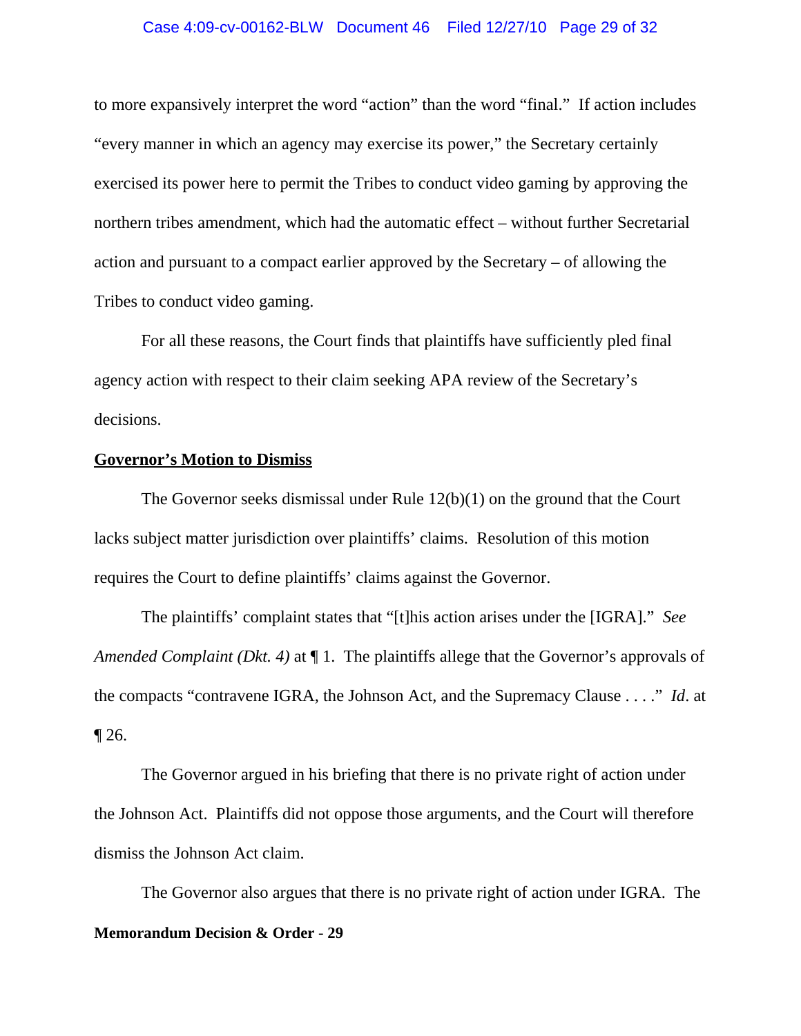to more expansively interpret the word "action" than the word "final." If action includes "every manner in which an agency may exercise its power," the Secretary certainly exercised its power here to permit the Tribes to conduct video gaming by approving the northern tribes amendment, which had the automatic effect – without further Secretarial action and pursuant to a compact earlier approved by the Secretary – of allowing the Tribes to conduct video gaming.

For all these reasons, the Court finds that plaintiffs have sufficiently pled final agency action with respect to their claim seeking APA review of the Secretary's decisions.

**Governor's Motion to Dismiss**

The Governor seeks dismissal under Rule 12(b)(1) on the ground that the Court lacks subject matter jurisdiction over plaintiffs' claims. Resolution of this motion requires the Court to define plaintiffs' claims against the Governor.

The plaintiffs' complaint states that "[t]his action arises under the [IGRA]." *See Amended Complaint (Dkt. 4)* at ¶ 1. The plaintiffs allege that the Governor's approvals of the compacts "contravene IGRA, the Johnson Act, and the Supremacy Clause . . . ." *Id*. at ¶ 26.

The Governor argued in his briefing that there is no private right of action under the Johnson Act. Plaintiffs did not oppose those arguments, and the Court will therefore dismiss the Johnson Act claim.

The Governor also argues that there is no private right of action under IGRA. The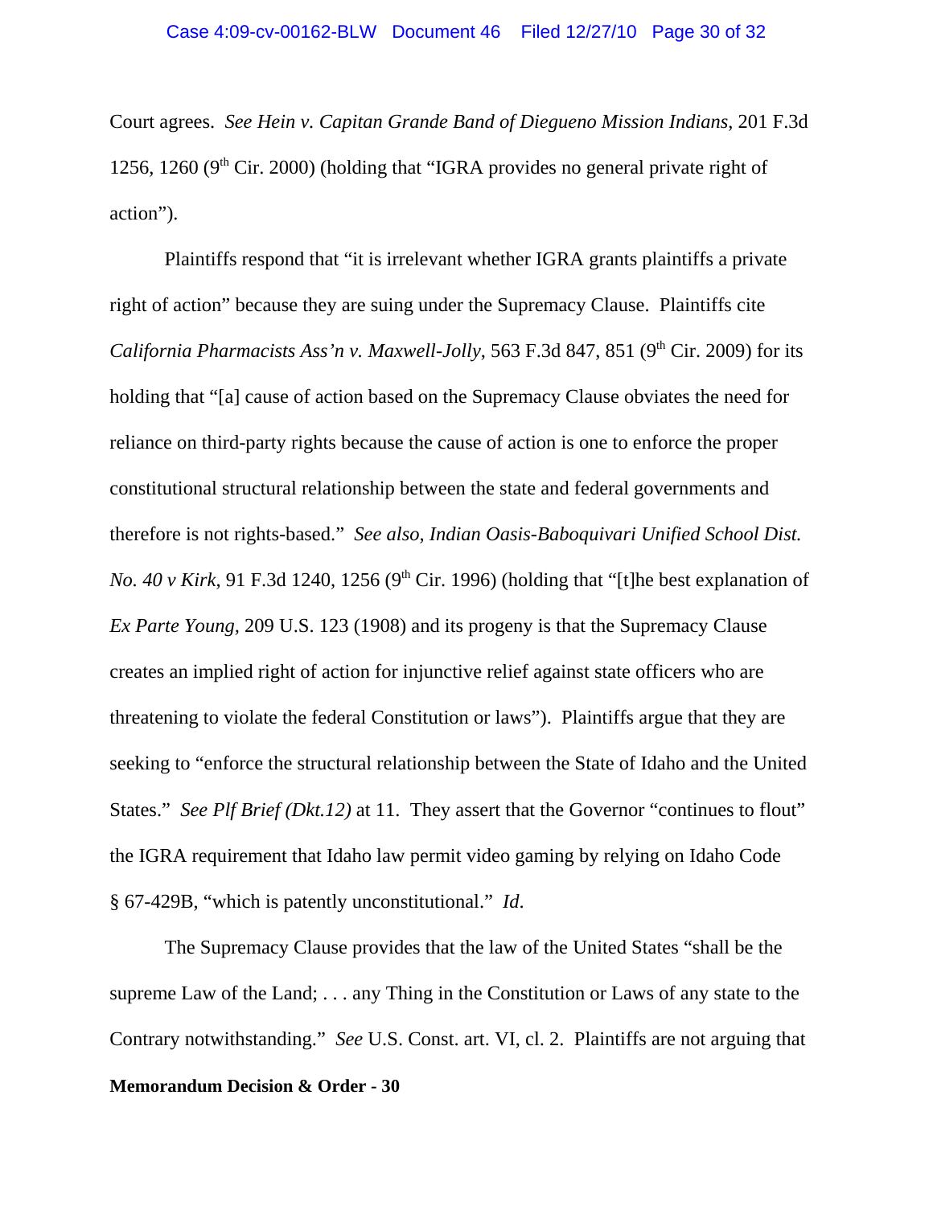Court agrees. *See Hein v. Capitan Grande Band of Diegueno Mission Indians*, 201 F.3d 1256, 1260 (9th Cir. 2000) (holding that "IGRA provides no general private right of action").

Plaintiffs respond that "it is irrelevant whether IGRA grants plaintiffs a private right of action" because they are suing under the Supremacy Clause. Plaintiffs cite *California Pharmacists Ass'n v. Maxwell-Jolly*, 563 F.3d 847, 851 (9th Cir. 2009) for its holding that "[a] cause of action based on the Supremacy Clause obviates the need for reliance on third-party rights because the cause of action is one to enforce the proper constitutional structural relationship between the state and federal governments and therefore is not rights-based." *See also, Indian Oasis-Baboquivari Unified School Dist. No. 40 v Kirk*, 91 F.3d 1240, 1256 (9th Cir. 1996) (holding that "[t]he best explanation of *Ex Parte Young*, 209 U.S. 123 (1908) and its progeny is that the Supremacy Clause creates an implied right of action for injunctive relief against state officers who are threatening to violate the federal Constitution or laws"). Plaintiffs argue that they are seeking to "enforce the structural relationship between the State of Idaho and the United States." *See Plf Brief (Dkt.12)* at 11. They assert that the Governor "continues to flout" the IGRA requirement that Idaho law permit video gaming by relying on Idaho Code § 67-429B, "which is patently unconstitutional." *Id.*

The Supremacy Clause provides that the law of the United States "shall be the supreme Law of the Land; . . . any Thing in the Constitution or Laws of any state to the Contrary notwithstanding." *See* U.S. Const. art. VI, cl. 2. Plaintiffs are not arguing that

**Memorandum Decision & Order - 30**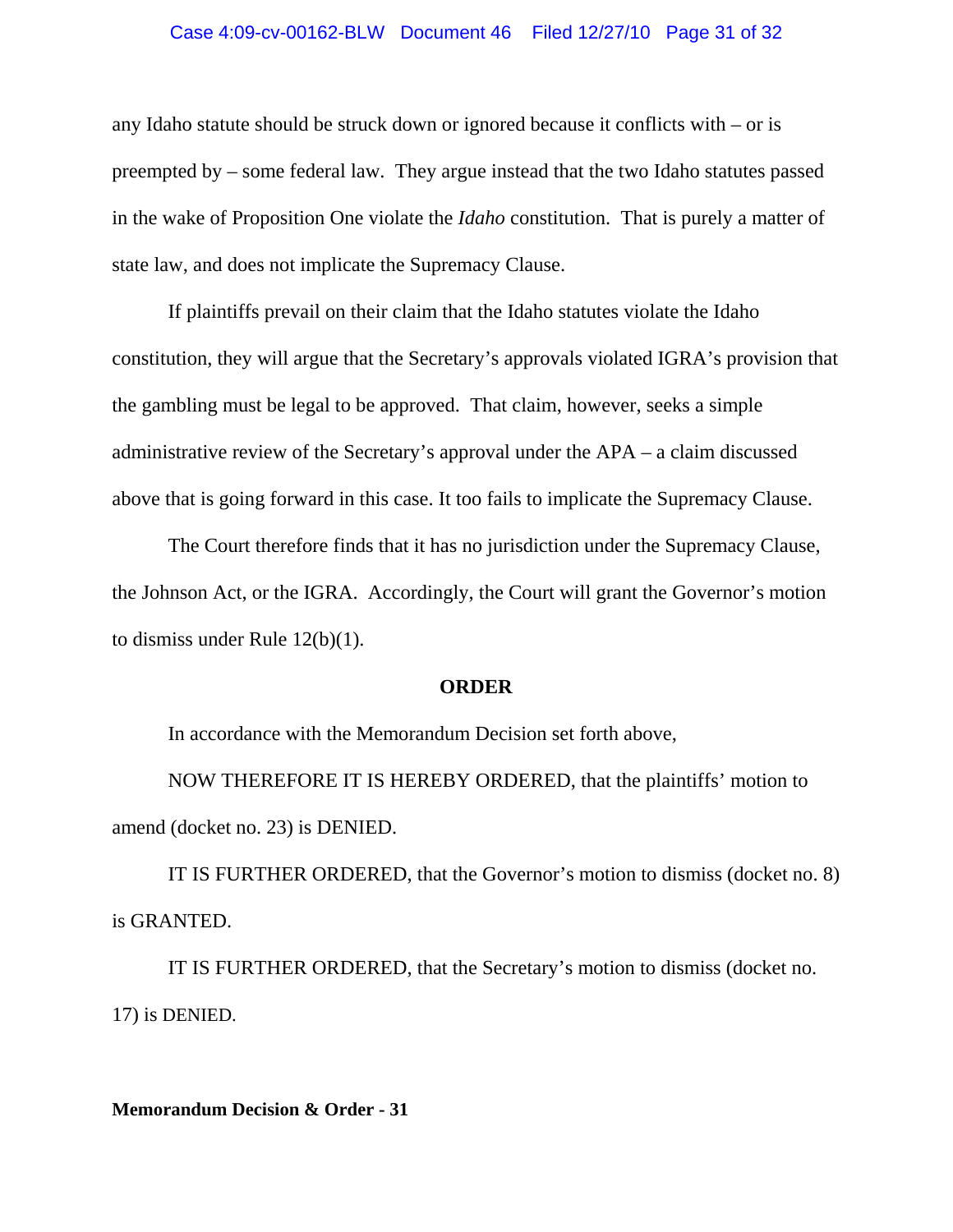any Idaho statute should be struck down or ignored because it conflicts with – or is preempted by – some federal law. They argue instead that the two Idaho statutes passed in the wake of Proposition One violate the *Idaho* constitution. That is purely a matter of state law, and does not implicate the Supremacy Clause.

If plaintiffs prevail on their claim that the Idaho statutes violate the Idaho constitution, they will argue that the Secretary's approvals violated IGRA's provision that the gambling must be legal to be approved. That claim, however, seeks a simple administrative review of the Secretary's approval under the APA – a claim discussed above that is going forward in this case. It too fails to implicate the Supremacy Clause.

The Court therefore finds that it has no jurisdiction under the Supremacy Clause, the Johnson Act, or the IGRA. Accordingly, the Court will grant the Governor's motion to dismiss under Rule 12(b)(1).

**ORDER**

In accordance with the Memorandum Decision set forth above,

NOW THEREFORE IT IS HEREBY ORDERED, that the plaintiffs' motion to amend (docket no. 23) is DENIED.

IT IS FURTHER ORDERED, that the Governor's motion to dismiss (docket no. 8) is GRANTED.

IT IS FURTHER ORDERED, that the Secretary's motion to dismiss (docket no. 17) is DENIED.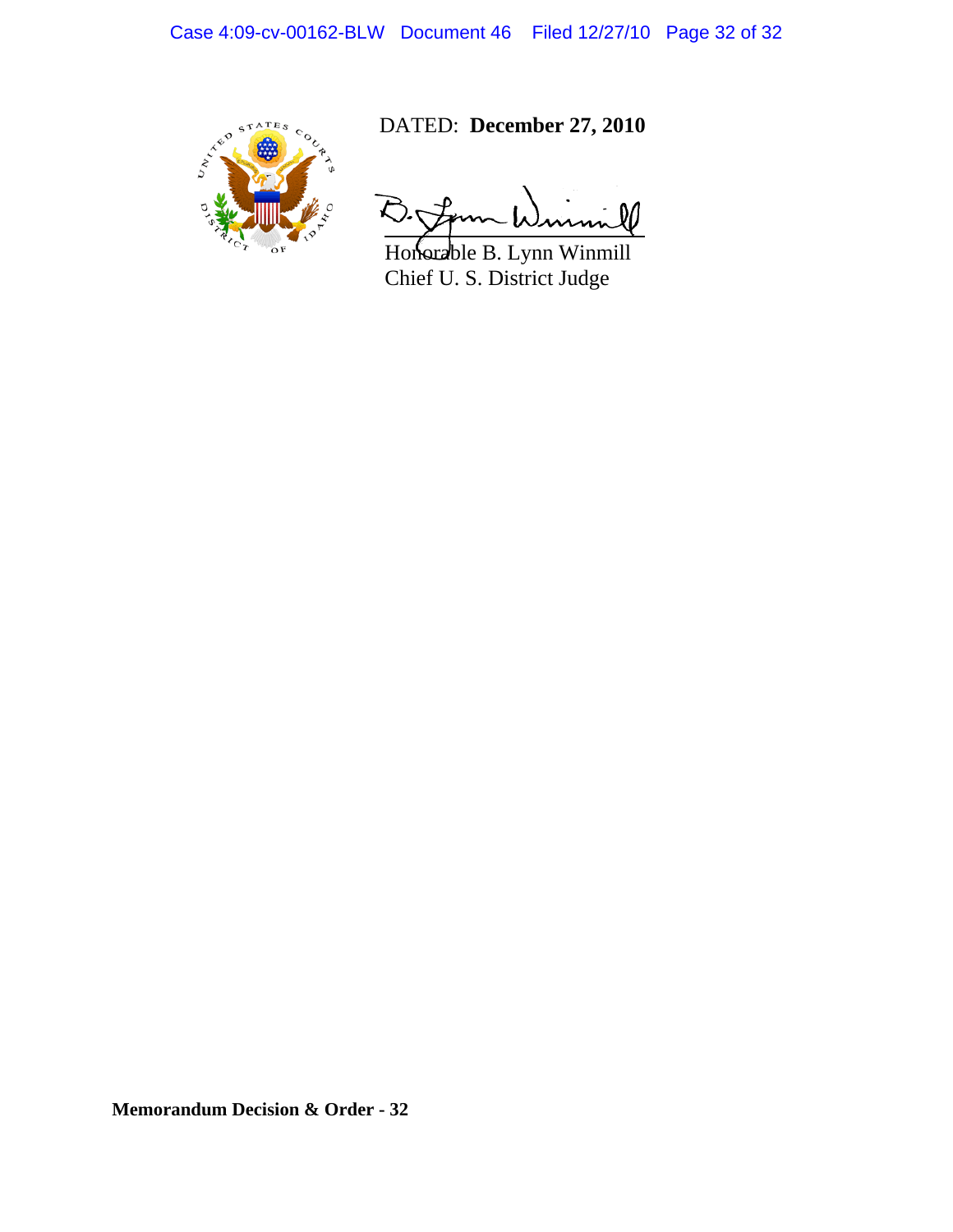DATED: **December 27, 2010**

Honorable B. Lynn Winmill
Chief U. S. District Judge